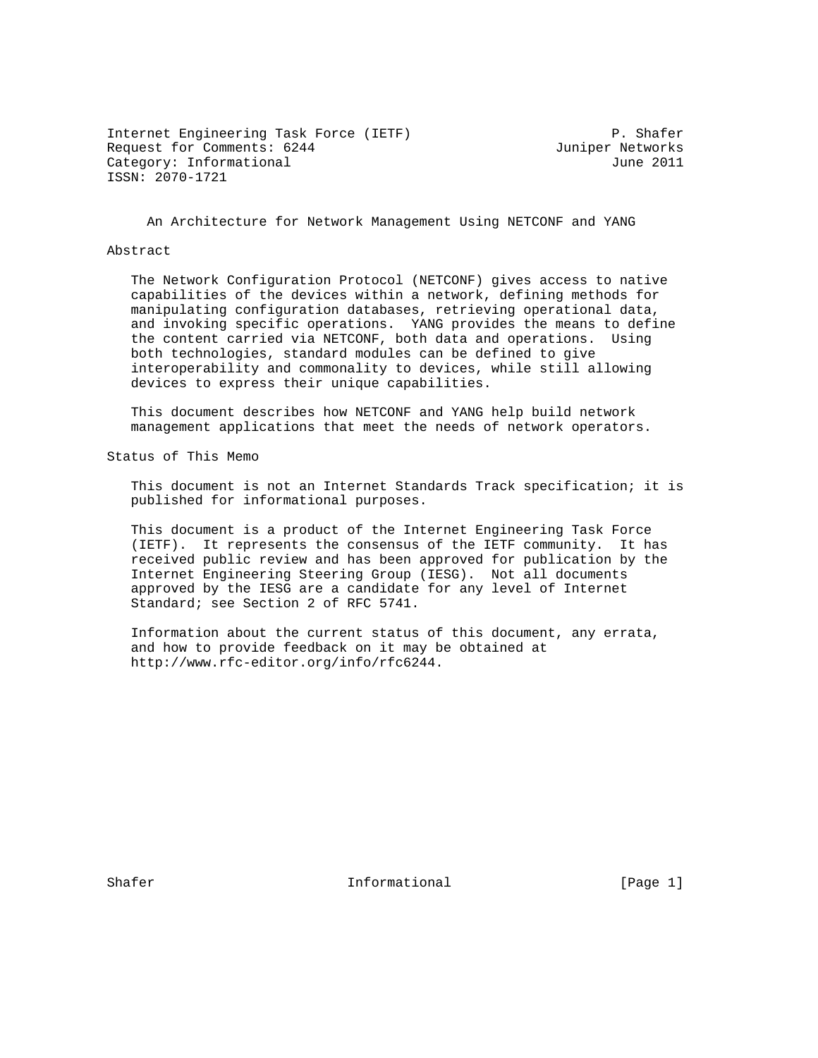Internet Engineering Task Force (IETF) P. Shafer
Request for Comments: 6244 Juniper Networks
Category: Informational June 2011
ISSN: 2070-1721

# An Architecture for Network Management Using NETCONF and YANG

## Abstract

The Network Configuration Protocol (NETCONF) gives access to native capabilities of the devices within a network, defining methods for manipulating configuration databases, retrieving operational data, and invoking specific operations. YANG provides the means to define the content carried via NETCONF, both data and operations. Using both technologies, standard modules can be defined to give interoperability and commonality to devices, while still allowing devices to express their unique capabilities.

This document describes how NETCONF and YANG help build network management applications that meet the needs of network operators.

## Status of This Memo

This document is not an Internet Standards Track specification; it is published for informational purposes.

This document is a product of the Internet Engineering Task Force (IETF). It represents the consensus of the IETF community. It has received public review and has been approved for publication by the Internet Engineering Steering Group (IESG). Not all documents approved by the IESG are a candidate for any level of Internet Standard; see Section 2 of RFC 5741.

Information about the current status of this document, any errata, and how to provide feedback on it may be obtained at http://www.rfc-editor.org/info/rfc6244.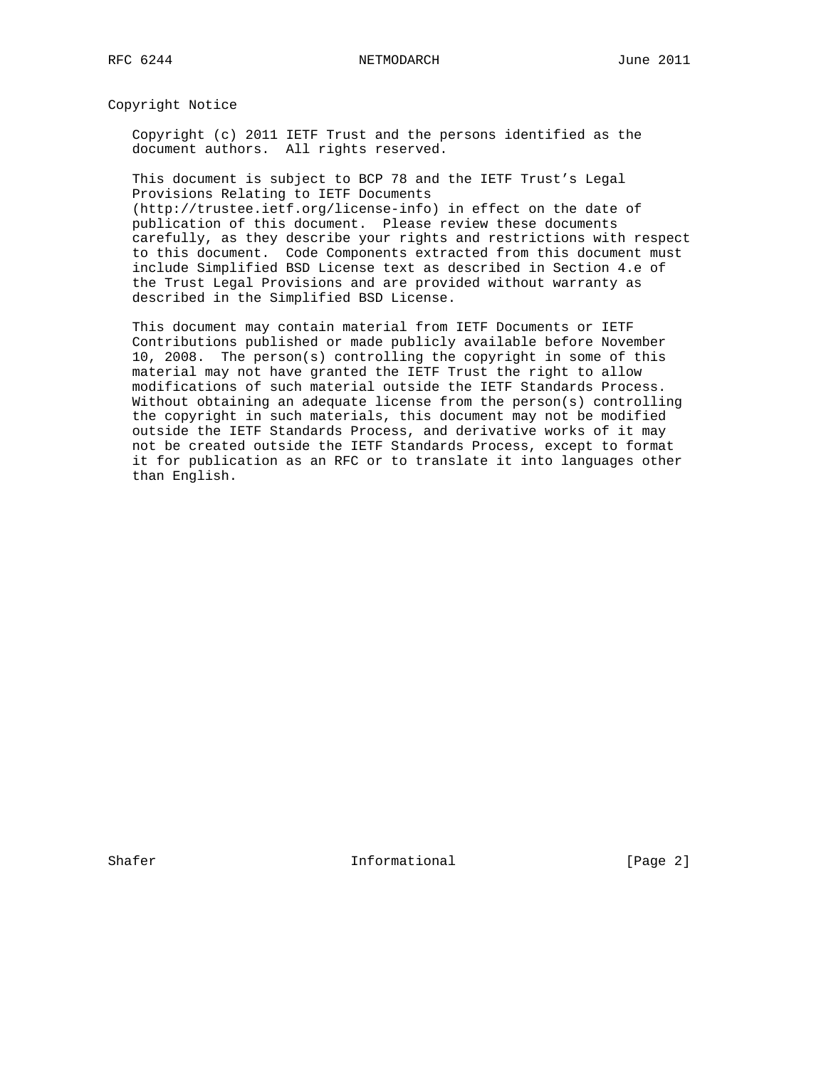## Copyright Notice

Copyright (c) 2011 IETF Trust and the persons identified as the document authors. All rights reserved.

This document is subject to BCP 78 and the IETF Trust's Legal Provisions Relating to IETF Documents (http://trustee.ietf.org/license-info) in effect on the date of publication of this document. Please review these documents carefully, as they describe your rights and restrictions with respect to this document. Code Components extracted from this document must include Simplified BSD License text as described in Section 4.e of the Trust Legal Provisions and are provided without warranty as described in the Simplified BSD License.

This document may contain material from IETF Documents or IETF Contributions published or made publicly available before November 10, 2008. The person(s) controlling the copyright in some of this material may not have granted the IETF Trust the right to allow modifications of such material outside the IETF Standards Process. Without obtaining an adequate license from the person(s) controlling the copyright in such materials, this document may not be modified outside the IETF Standards Process, and derivative works of it may not be created outside the IETF Standards Process, except to format it for publication as an RFC or to translate it into languages other than English.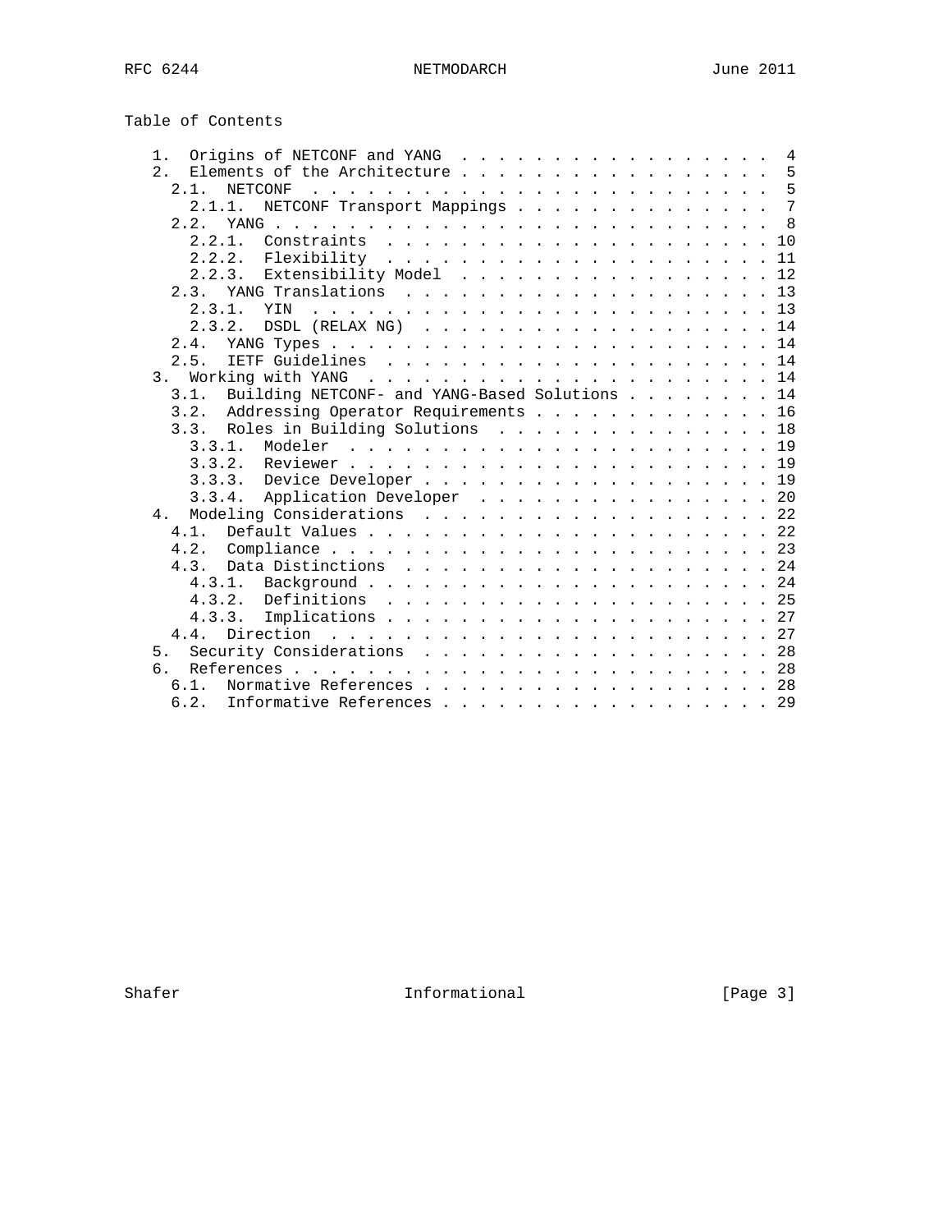## Table of Contents

```
   1.  Origins of NETCONF and YANG  . . . . . . . . . . . . . . . . .  4
   2.  Elements of the Architecture . . . . . . . . . . . . . . . . .  5
     2.1.  NETCONF  . . . . . . . . . . . . . . . . . . . . . . . . .  5
       2.1.1.  NETCONF Transport Mappings . . . . . . . . . . . . . .  7
     2.2.  YANG . . . . . . . . . . . . . . . . . . . . . . . . . . .  8
       2.2.1.  Constraints  . . . . . . . . . . . . . . . . . . . . . 10
       2.2.2.  Flexibility  . . . . . . . . . . . . . . . . . . . . . 11
       2.2.3.  Extensibility Model  . . . . . . . . . . . . . . . . . 12
     2.3.  YANG Translations  . . . . . . . . . . . . . . . . . . . . 13
       2.3.1.  YIN  . . . . . . . . . . . . . . . . . . . . . . . . . 13
       2.3.2.  DSDL (RELAX NG)  . . . . . . . . . . . . . . . . . . . 14
     2.4.  YANG Types . . . . . . . . . . . . . . . . . . . . . . . . 14
     2.5.  IETF Guidelines  . . . . . . . . . . . . . . . . . . . . . 14
   3.  Working with YANG  . . . . . . . . . . . . . . . . . . . . . . 14
     3.1.  Building NETCONF- and YANG-Based Solutions . . . . . . . . 14
     3.2.  Addressing Operator Requirements . . . . . . . . . . . . . 16
     3.3.  Roles in Building Solutions  . . . . . . . . . . . . . . . 18
       3.3.1.  Modeler  . . . . . . . . . . . . . . . . . . . . . . . 19
       3.3.2.  Reviewer . . . . . . . . . . . . . . . . . . . . . . . 19
       3.3.3.  Device Developer . . . . . . . . . . . . . . . . . . . 19
       3.3.4.  Application Developer  . . . . . . . . . . . . . . . . 20
   4.  Modeling Considerations  . . . . . . . . . . . . . . . . . . . 22
     4.1.  Default Values . . . . . . . . . . . . . . . . . . . . . . 22
     4.2.  Compliance . . . . . . . . . . . . . . . . . . . . . . . . 23
     4.3.  Data Distinctions  . . . . . . . . . . . . . . . . . . . . 24
       4.3.1.  Background . . . . . . . . . . . . . . . . . . . . . . 24
       4.3.2.  Definitions  . . . . . . . . . . . . . . . . . . . . . 25
       4.3.3.  Implications . . . . . . . . . . . . . . . . . . . . . 27
     4.4.  Direction  . . . . . . . . . . . . . . . . . . . . . . . . 27
   5.  Security Considerations  . . . . . . . . . . . . . . . . . . . 28
   6.  References . . . . . . . . . . . . . . . . . . . . . . . . . . 28
     6.1.  Normative References . . . . . . . . . . . . . . . . . . . 28
     6.2.  Informative References . . . . . . . . . . . . . . . . . . 29
```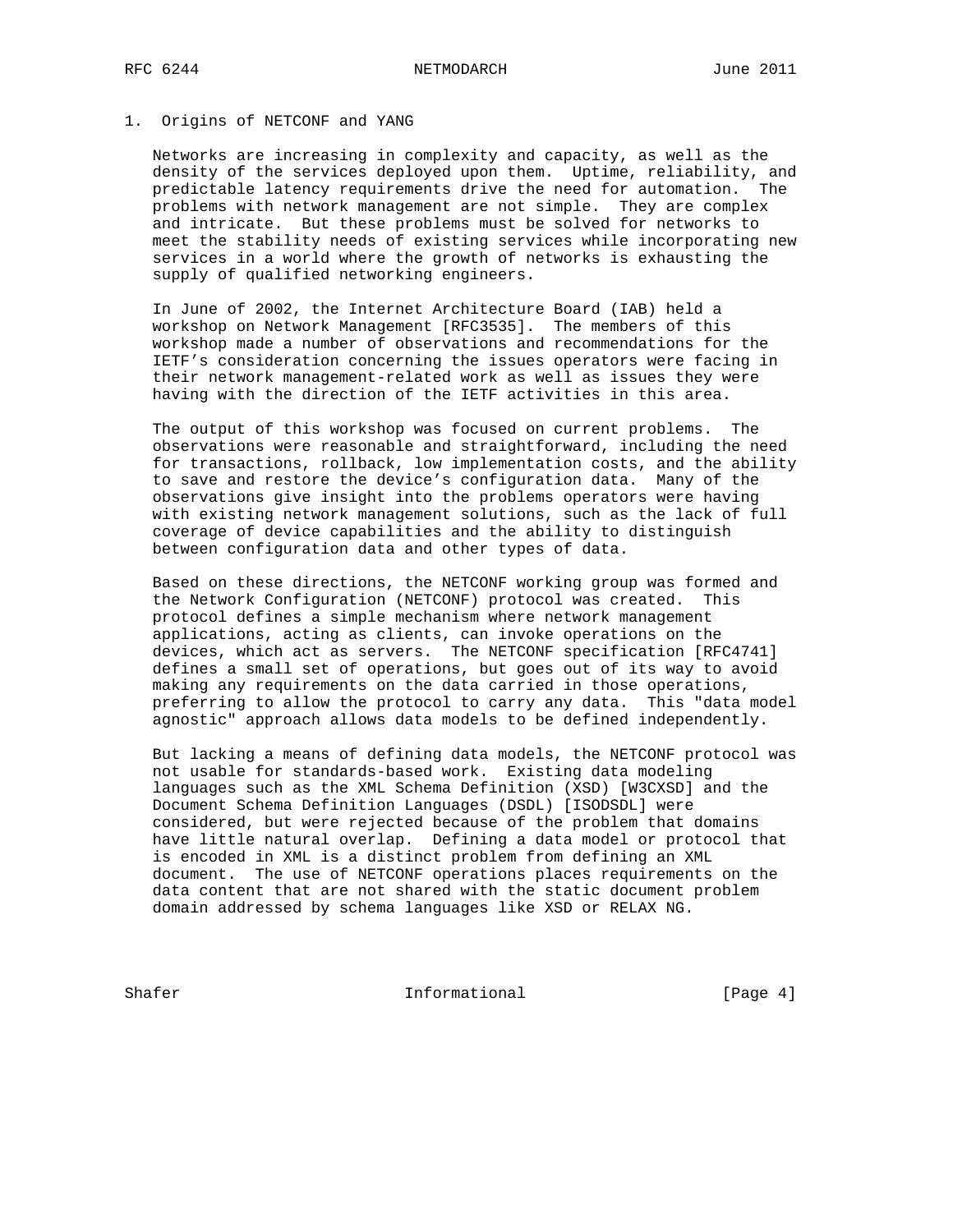# 1. Origins of NETCONF and YANG

Networks are increasing in complexity and capacity, as well as the density of the services deployed upon them. Uptime, reliability, and predictable latency requirements drive the need for automation. The problems with network management are not simple. They are complex and intricate. But these problems must be solved for networks to meet the stability needs of existing services while incorporating new services in a world where the growth of networks is exhausting the supply of qualified networking engineers.

In June of 2002, the Internet Architecture Board (IAB) held a workshop on Network Management [RFC3535]. The members of this workshop made a number of observations and recommendations for the IETF's consideration concerning the issues operators were facing in their network management-related work as well as issues they were having with the direction of the IETF activities in this area.

The output of this workshop was focused on current problems. The observations were reasonable and straightforward, including the need for transactions, rollback, low implementation costs, and the ability to save and restore the device's configuration data. Many of the observations give insight into the problems operators were having with existing network management solutions, such as the lack of full coverage of device capabilities and the ability to distinguish between configuration data and other types of data.

Based on these directions, the NETCONF working group was formed and the Network Configuration (NETCONF) protocol was created. This protocol defines a simple mechanism where network management applications, acting as clients, can invoke operations on the devices, which act as servers. The NETCONF specification [RFC4741] defines a small set of operations, but goes out of its way to avoid making any requirements on the data carried in those operations, preferring to allow the protocol to carry any data. This "data model agnostic" approach allows data models to be defined independently.

But lacking a means of defining data models, the NETCONF protocol was not usable for standards-based work. Existing data modeling languages such as the XML Schema Definition (XSD) [W3CXSD] and the Document Schema Definition Languages (DSDL) [ISODSDL] were considered, but were rejected because of the problem that domains have little natural overlap. Defining a data model or protocol that is encoded in XML is a distinct problem from defining an XML document. The use of NETCONF operations places requirements on the data content that are not shared with the static document problem domain addressed by schema languages like XSD or RELAX NG.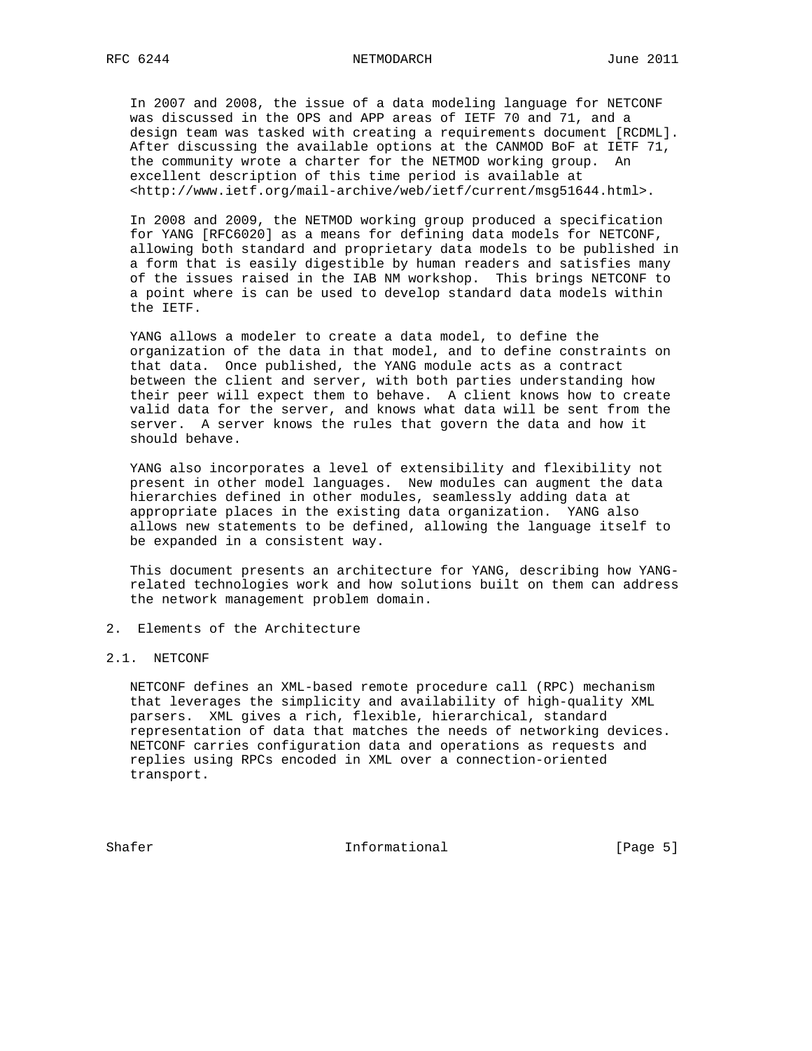In 2007 and 2008, the issue of a data modeling language for NETCONF was discussed in the OPS and APP areas of IETF 70 and 71, and a design team was tasked with creating a requirements document [RCDML]. After discussing the available options at the CANMOD BoF at IETF 71, the community wrote a charter for the NETMOD working group. An excellent description of this time period is available at <http://www.ietf.org/mail-archive/web/ietf/current/msg51644.html>.

In 2008 and 2009, the NETMOD working group produced a specification for YANG [RFC6020] as a means for defining data models for NETCONF, allowing both standard and proprietary data models to be published in a form that is easily digestible by human readers and satisfies many of the issues raised in the IAB NM workshop. This brings NETCONF to a point where is can be used to develop standard data models within the IETF.

YANG allows a modeler to create a data model, to define the organization of the data in that model, and to define constraints on that data. Once published, the YANG module acts as a contract between the client and server, with both parties understanding how their peer will expect them to behave. A client knows how to create valid data for the server, and knows what data will be sent from the server. A server knows the rules that govern the data and how it should behave.

YANG also incorporates a level of extensibility and flexibility not present in other model languages. New modules can augment the data hierarchies defined in other modules, seamlessly adding data at appropriate places in the existing data organization. YANG also allows new statements to be defined, allowing the language itself to be expanded in a consistent way.

This document presents an architecture for YANG, describing how YANG-related technologies work and how solutions built on them can address the network management problem domain.

## 2. Elements of the Architecture

### 2.1. NETCONF

NETCONF defines an XML-based remote procedure call (RPC) mechanism that leverages the simplicity and availability of high-quality XML parsers. XML gives a rich, flexible, hierarchical, standard representation of data that matches the needs of networking devices. NETCONF carries configuration data and operations as requests and replies using RPCs encoded in XML over a connection-oriented transport.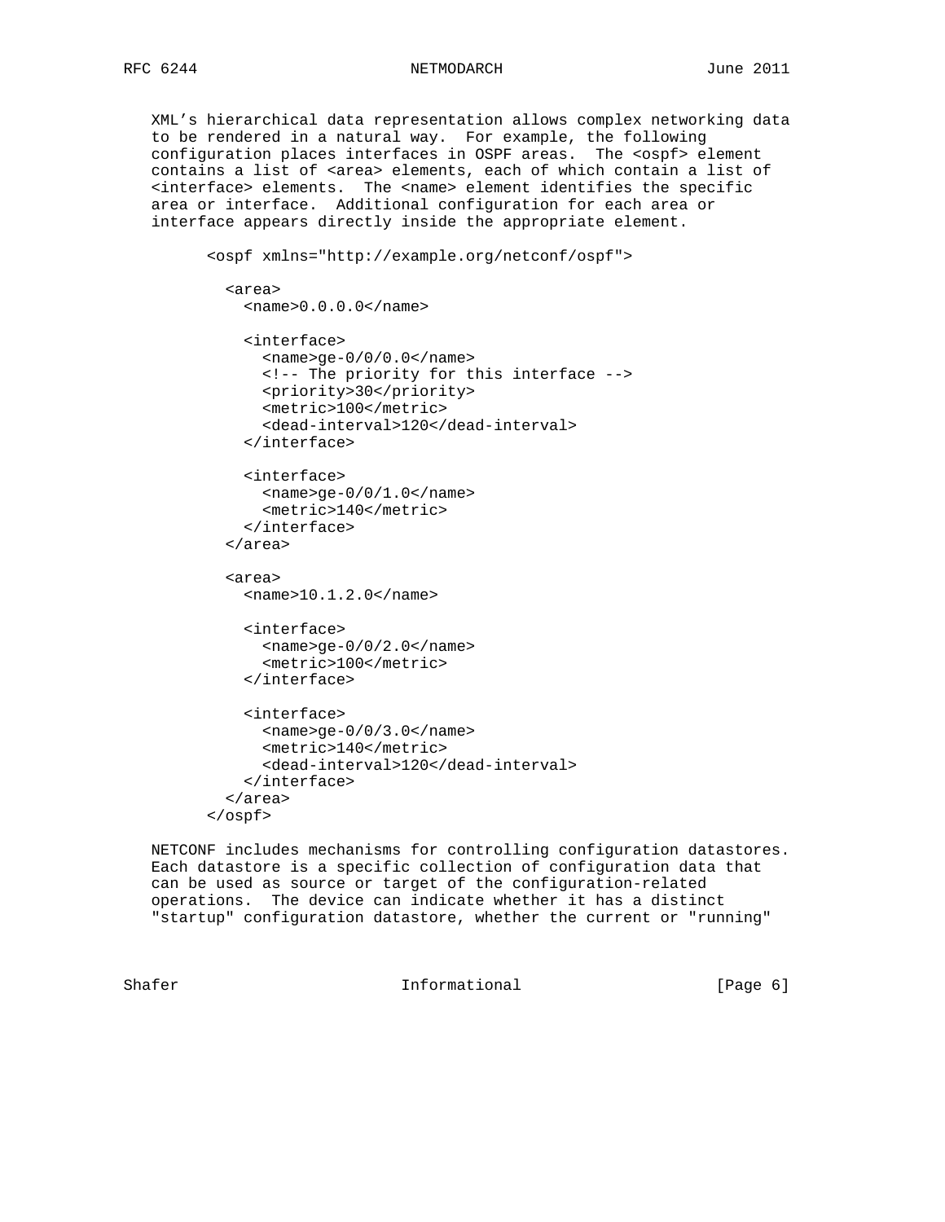XML's hierarchical data representation allows complex networking data to be rendered in a natural way. For example, the following configuration places interfaces in OSPF areas. The <ospf> element contains a list of <area> elements, each of which contain a list of <interface> elements. The <name> element identifies the specific area or interface. Additional configuration for each area or interface appears directly inside the appropriate element.

```
<ospf xmlns="http://example.org/netconf/ospf">

  <area>
    <name>0.0.0.0</name>

    <interface>
      <name>ge-0/0/0.0</name>
      <!-- The priority for this interface -->
      <priority>30</priority>
      <metric>100</metric>
      <dead-interval>120</dead-interval>
    </interface>

    <interface>
      <name>ge-0/0/1.0</name>
      <metric>140</metric>
    </interface>
  </area>

  <area>
    <name>10.1.2.0</name>

    <interface>
      <name>ge-0/0/2.0</name>
      <metric>100</metric>
    </interface>

    <interface>
      <name>ge-0/0/3.0</name>
      <metric>140</metric>
      <dead-interval>120</dead-interval>
    </interface>
  </area>
</ospf>
```

NETCONF includes mechanisms for controlling configuration datastores. Each datastore is a specific collection of configuration data that can be used as source or target of the configuration-related operations. The device can indicate whether it has a distinct "startup" configuration datastore, whether the current or "running"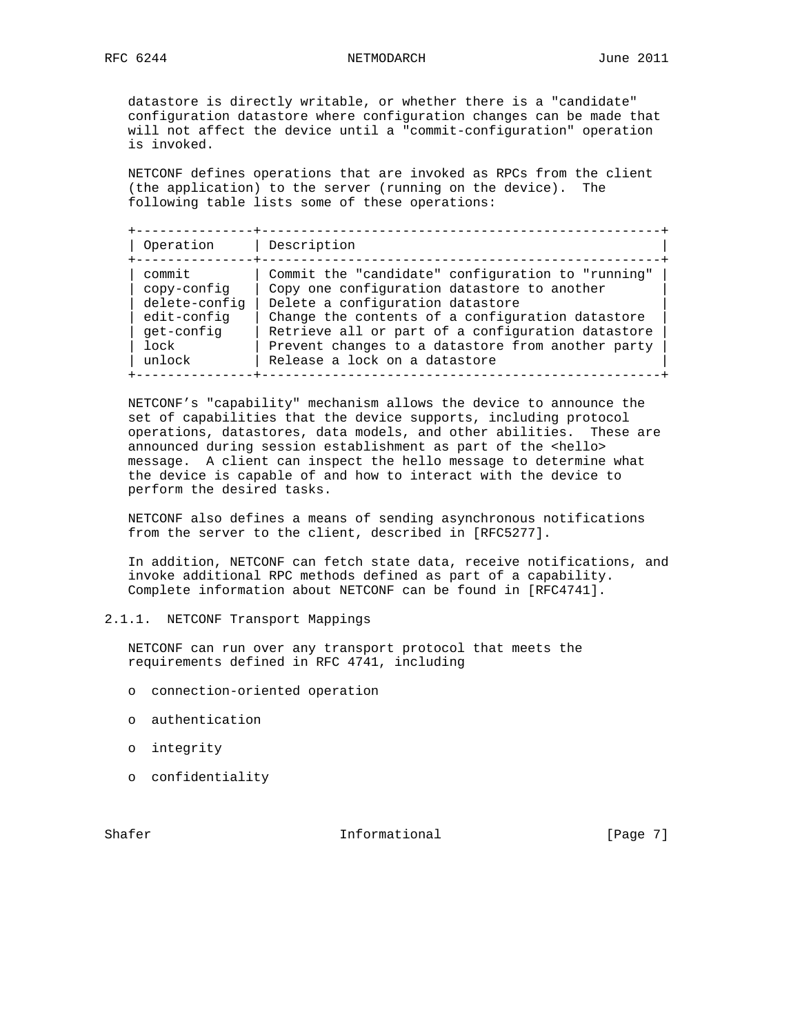datastore is directly writable, or whether there is a "candidate" configuration datastore where configuration changes can be made that will not affect the device until a "commit-configuration" operation is invoked.

NETCONF defines operations that are invoked as RPCs from the client (the application) to the server (running on the device). The following table lists some of these operations:

| Operation | Description |
|---|---|
| commit | Commit the "candidate" configuration to "running" |
| copy-config | Copy one configuration datastore to another |
| delete-config | Delete a configuration datastore |
| edit-config | Change the contents of a configuration datastore |
| get-config | Retrieve all or part of a configuration datastore |
| lock | Prevent changes to a datastore from another party |
| unlock | Release a lock on a datastore |

NETCONF's "capability" mechanism allows the device to announce the set of capabilities that the device supports, including protocol operations, datastores, data models, and other abilities. These are announced during session establishment as part of the <hello> message. A client can inspect the hello message to determine what the device is capable of and how to interact with the device to perform the desired tasks.

NETCONF also defines a means of sending asynchronous notifications from the server to the client, described in [RFC5277].

In addition, NETCONF can fetch state data, receive notifications, and invoke additional RPC methods defined as part of a capability. Complete information about NETCONF can be found in [RFC4741].

### 2.1.1. NETCONF Transport Mappings

NETCONF can run over any transport protocol that meets the requirements defined in RFC 4741, including

- connection-oriented operation
- authentication
- integrity
- confidentiality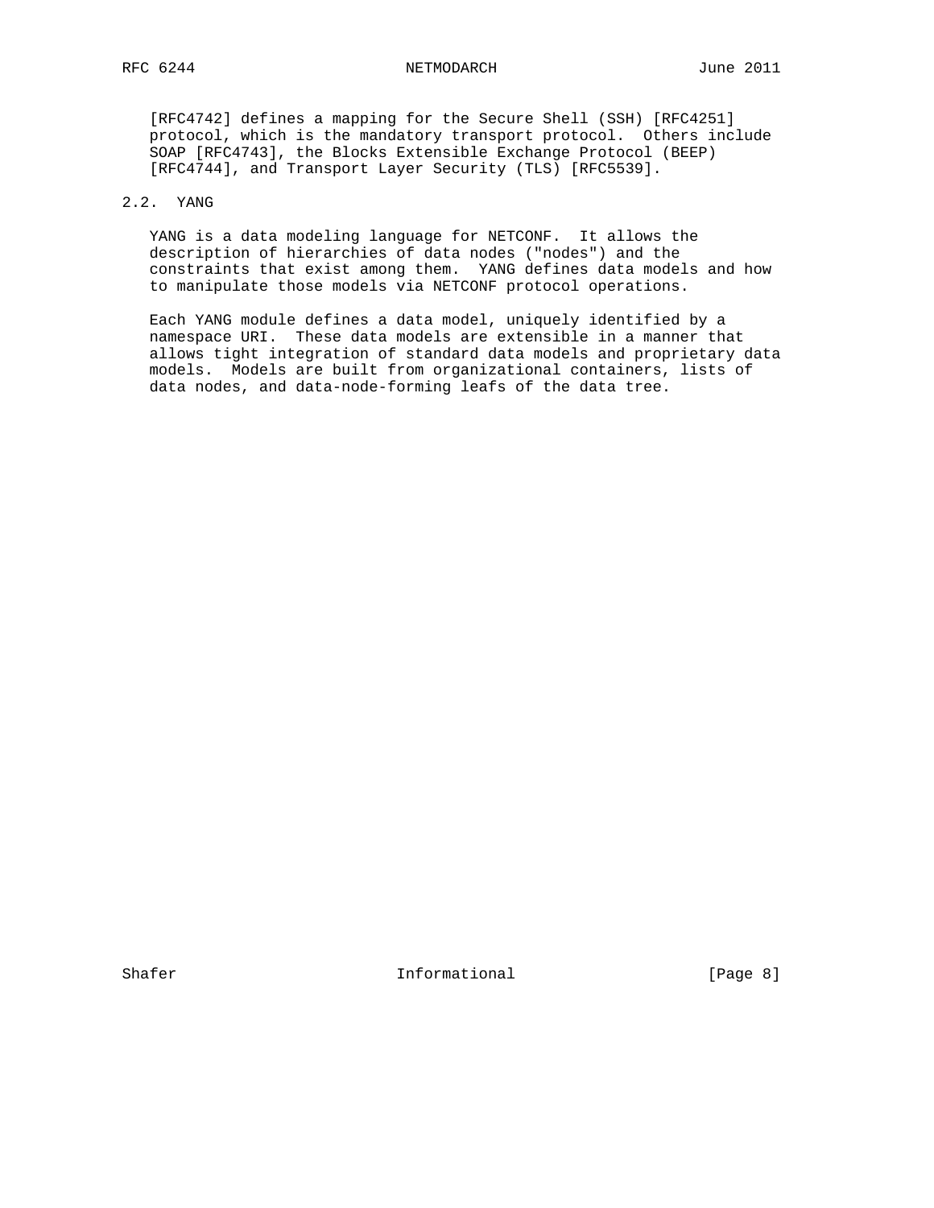[RFC4742] defines a mapping for the Secure Shell (SSH) [RFC4251] protocol, which is the mandatory transport protocol. Others include SOAP [RFC4743], the Blocks Extensible Exchange Protocol (BEEP) [RFC4744], and Transport Layer Security (TLS) [RFC5539].

## 2.2. YANG

YANG is a data modeling language for NETCONF. It allows the description of hierarchies of data nodes ("nodes") and the constraints that exist among them. YANG defines data models and how to manipulate those models via NETCONF protocol operations.

Each YANG module defines a data model, uniquely identified by a namespace URI. These data models are extensible in a manner that allows tight integration of standard data models and proprietary data models. Models are built from organizational containers, lists of data nodes, and data-node-forming leafs of the data tree.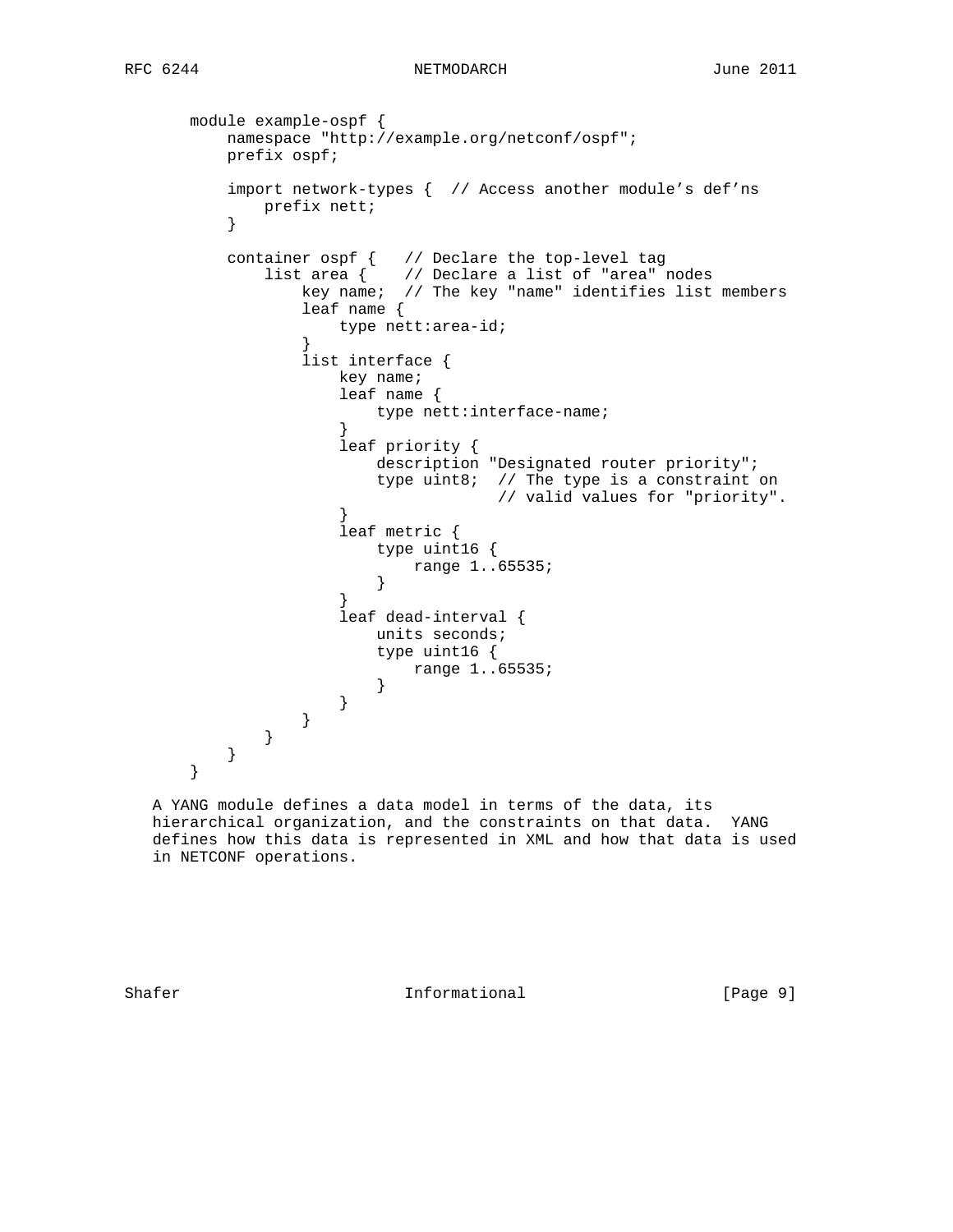```
module example-ospf {
    namespace "http://example.org/netconf/ospf";
    prefix ospf;

    import network-types {  // Access another module's def'ns
        prefix nett;
    }

    container ospf {   // Declare the top-level tag
        list area {    // Declare a list of "area" nodes
            key name;  // The key "name" identifies list members
            leaf name {
                type nett:area-id;
            }
            list interface {
                key name;
                leaf name {
                    type nett:interface-name;
                }
                leaf priority {
                    description "Designated router priority";
                    type uint8;  // The type is a constraint on
                                 // valid values for "priority".
                }
                leaf metric {
                    type uint16 {
                        range 1..65535;
                    }
                }
                leaf dead-interval {
                    units seconds;
                    type uint16 {
                        range 1..65535;
                    }
                }
            }
        }
    }
}
```

A YANG module defines a data model in terms of the data, its hierarchical organization, and the constraints on that data. YANG defines how this data is represented in XML and how that data is used in NETCONF operations.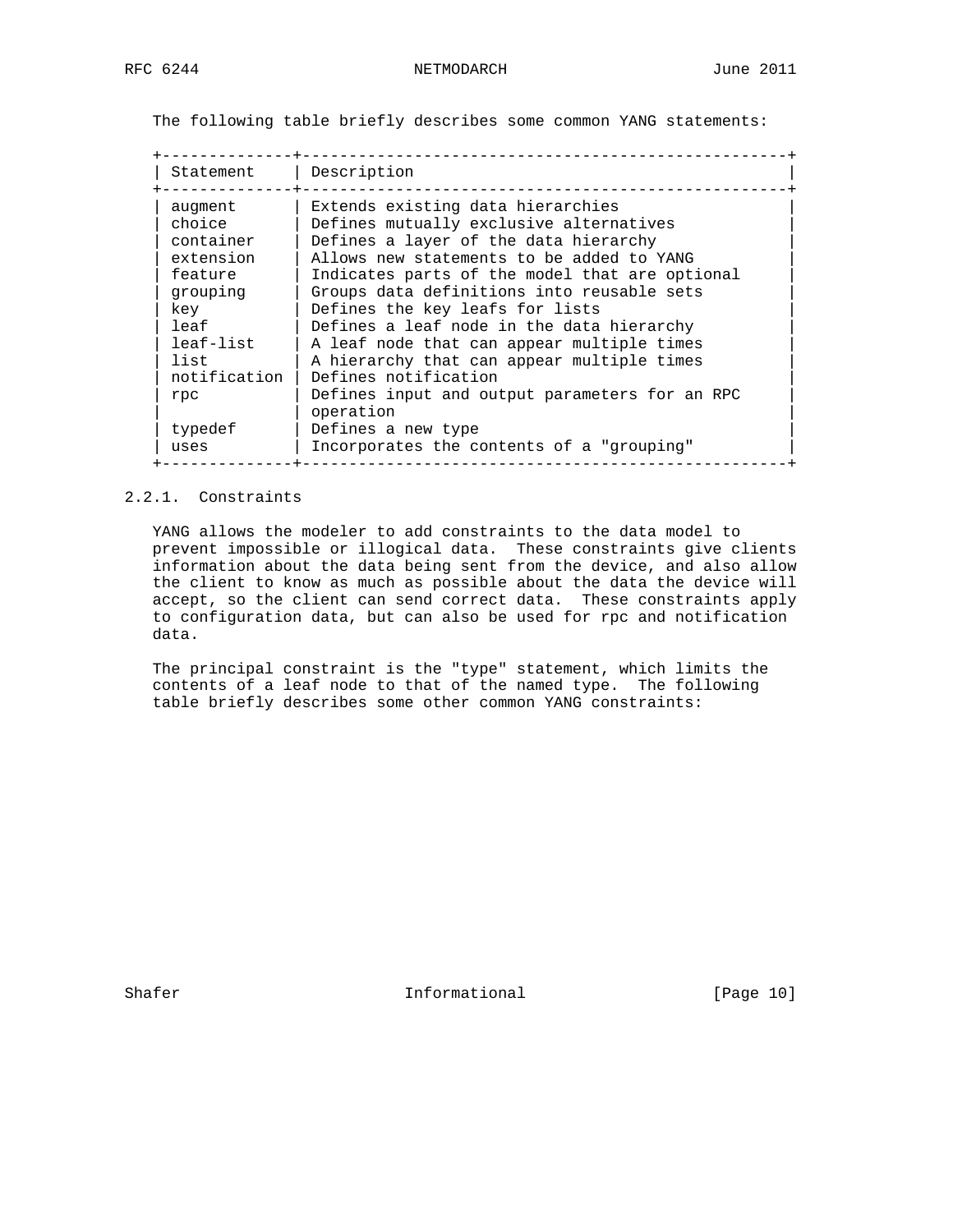The following table briefly describes some common YANG statements:

| Statement | Description |
| --- | --- |
| augment | Extends existing data hierarchies |
| choice | Defines mutually exclusive alternatives |
| container | Defines a layer of the data hierarchy |
| extension | Allows new statements to be added to YANG |
| feature | Indicates parts of the model that are optional |
| grouping | Groups data definitions into reusable sets |
| key | Defines the key leafs for lists |
| leaf | Defines a leaf node in the data hierarchy |
| leaf-list | A leaf node that can appear multiple times |
| list | A hierarchy that can appear multiple times |
| notification | Defines notification |
| rpc | Defines input and output parameters for an RPC operation |
| typedef | Defines a new type |
| uses | Incorporates the contents of a "grouping" |

### 2.2.1. Constraints

YANG allows the modeler to add constraints to the data model to prevent impossible or illogical data. These constraints give clients information about the data being sent from the device, and also allow the client to know as much as possible about the data the device will accept, so the client can send correct data. These constraints apply to configuration data, but can also be used for rpc and notification data.

The principal constraint is the "type" statement, which limits the contents of a leaf node to that of the named type. The following table briefly describes some other common YANG constraints: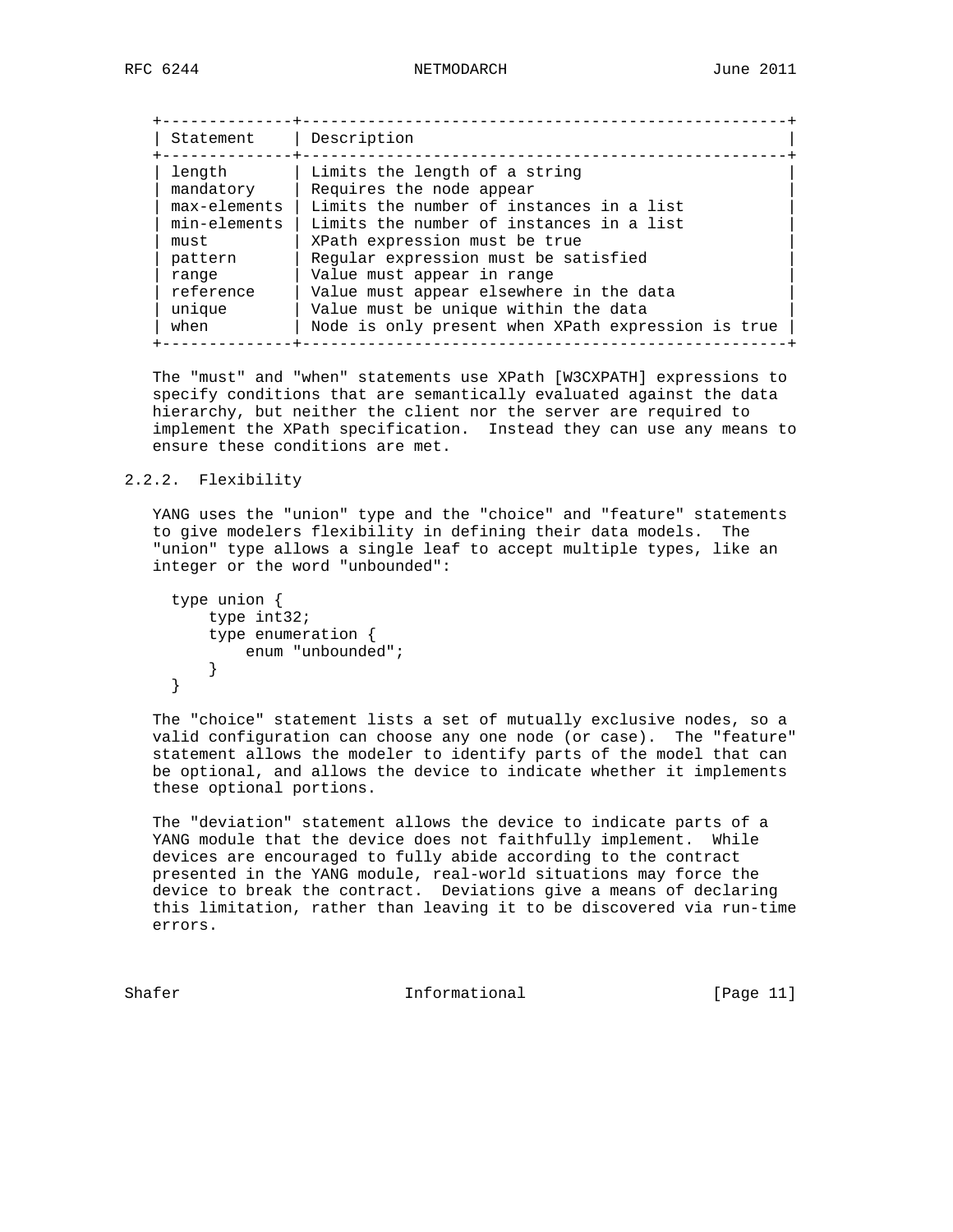| Statement | Description |
| --- | --- |
| length | Limits the length of a string |
| mandatory | Requires the node appear |
| max-elements | Limits the number of instances in a list |
| min-elements | Limits the number of instances in a list |
| must | XPath expression must be true |
| pattern | Regular expression must be satisfied |
| range | Value must appear in range |
| reference | Value must appear elsewhere in the data |
| unique | Value must be unique within the data |
| when | Node is only present when XPath expression is true |

The "must" and "when" statements use XPath [W3CXPATH] expressions to specify conditions that are semantically evaluated against the data hierarchy, but neither the client nor the server are required to implement the XPath specification. Instead they can use any means to ensure these conditions are met.

### 2.2.2. Flexibility

YANG uses the "union" type and the "choice" and "feature" statements to give modelers flexibility in defining their data models. The "union" type allows a single leaf to accept multiple types, like an integer or the word "unbounded":

```
type union {
    type int32;
    type enumeration {
        enum "unbounded";
    }
}
```

The "choice" statement lists a set of mutually exclusive nodes, so a valid configuration can choose any one node (or case). The "feature" statement allows the modeler to identify parts of the model that can be optional, and allows the device to indicate whether it implements these optional portions.

The "deviation" statement allows the device to indicate parts of a YANG module that the device does not faithfully implement. While devices are encouraged to fully abide according to the contract presented in the YANG module, real-world situations may force the device to break the contract. Deviations give a means of declaring this limitation, rather than leaving it to be discovered via run-time errors.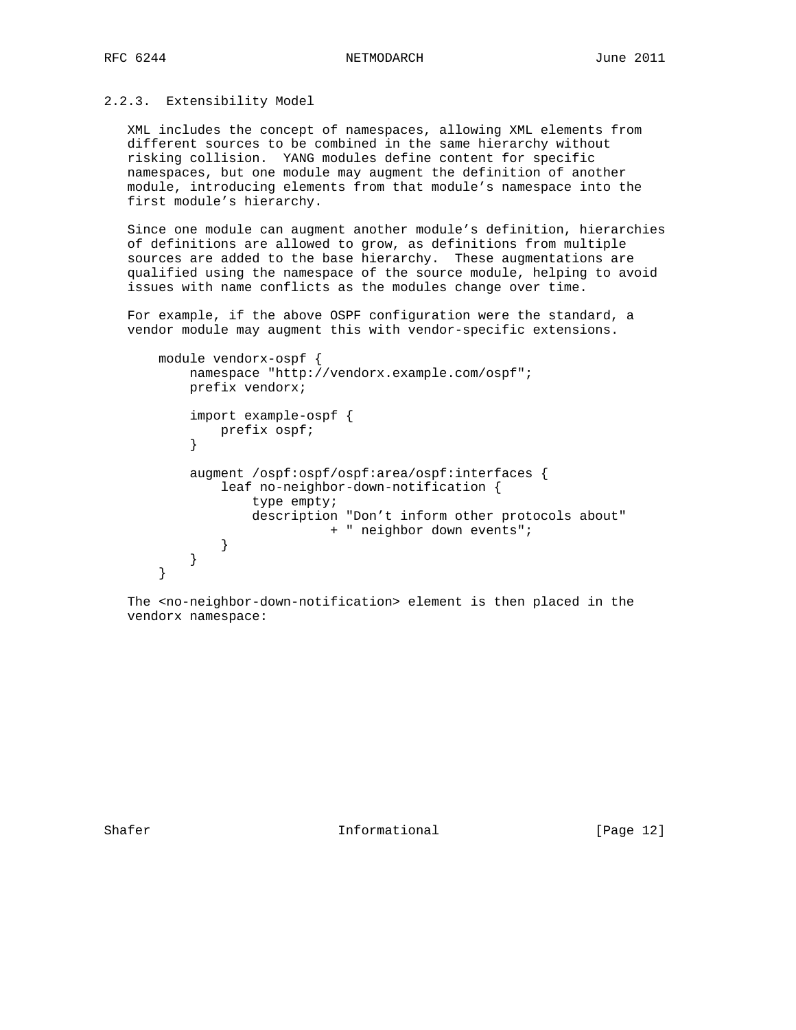### 2.2.3. Extensibility Model

XML includes the concept of namespaces, allowing XML elements from different sources to be combined in the same hierarchy without risking collision. YANG modules define content for specific namespaces, but one module may augment the definition of another module, introducing elements from that module's namespace into the first module's hierarchy.

Since one module can augment another module's definition, hierarchies of definitions are allowed to grow, as definitions from multiple sources are added to the base hierarchy. These augmentations are qualified using the namespace of the source module, helping to avoid issues with name conflicts as the modules change over time.

For example, if the above OSPF configuration were the standard, a vendor module may augment this with vendor-specific extensions.

```
module vendorx-ospf {
    namespace "http://vendorx.example.com/ospf";
    prefix vendorx;

    import example-ospf {
        prefix ospf;
    }

    augment /ospf:ospf/ospf:area/ospf:interfaces {
        leaf no-neighbor-down-notification {
            type empty;
            description "Don't inform other protocols about"
                      + " neighbor down events";
        }
    }
}
```

The <no-neighbor-down-notification> element is then placed in the vendorx namespace: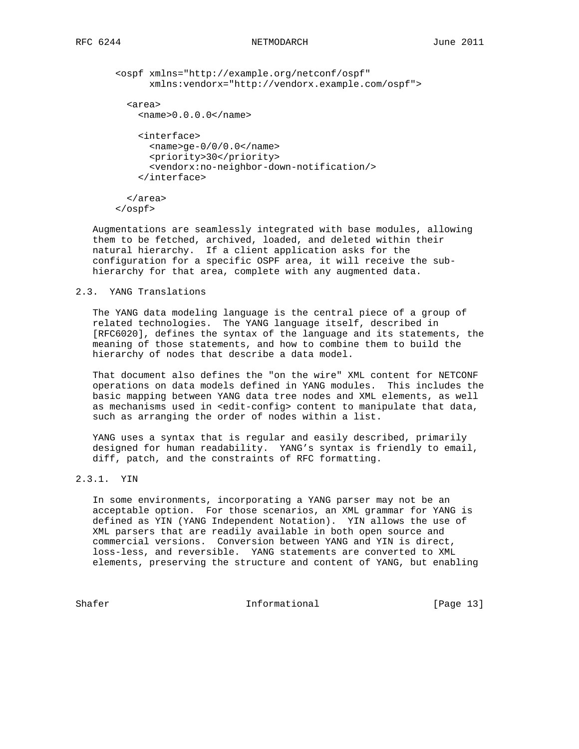```
<ospf xmlns="http://example.org/netconf/ospf"
      xmlns:vendorx="http://vendorx.example.com/ospf">

  <area>
    <name>0.0.0.0</name>

    <interface>
      <name>ge-0/0/0.0</name>
      <priority>30</priority>
      <vendorx:no-neighbor-down-notification/>
    </interface>

  </area>
</ospf>
```

Augmentations are seamlessly integrated with base modules, allowing them to be fetched, archived, loaded, and deleted within their natural hierarchy. If a client application asks for the configuration for a specific OSPF area, it will receive the sub-hierarchy for that area, complete with any augmented data.

### 2.3. YANG Translations

The YANG data modeling language is the central piece of a group of related technologies. The YANG language itself, described in [RFC6020], defines the syntax of the language and its statements, the meaning of those statements, and how to combine them to build the hierarchy of nodes that describe a data model.

That document also defines the "on the wire" XML content for NETCONF operations on data models defined in YANG modules. This includes the basic mapping between YANG data tree nodes and XML elements, as well as mechanisms used in <edit-config> content to manipulate that data, such as arranging the order of nodes within a list.

YANG uses a syntax that is regular and easily described, primarily designed for human readability. YANG's syntax is friendly to email, diff, patch, and the constraints of RFC formatting.

#### 2.3.1. YIN

In some environments, incorporating a YANG parser may not be an acceptable option. For those scenarios, an XML grammar for YANG is defined as YIN (YANG Independent Notation). YIN allows the use of XML parsers that are readily available in both open source and commercial versions. Conversion between YANG and YIN is direct, loss-less, and reversible. YANG statements are converted to XML elements, preserving the structure and content of YANG, but enabling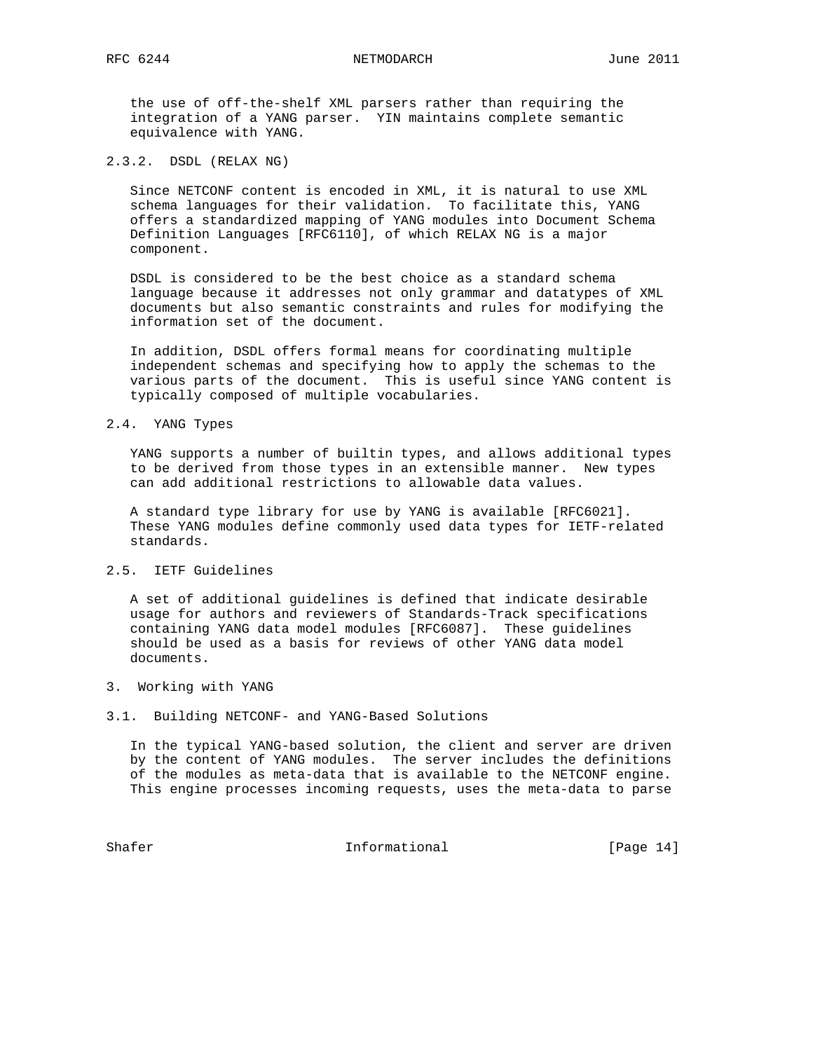the use of off-the-shelf XML parsers rather than requiring the integration of a YANG parser. YIN maintains complete semantic equivalence with YANG.

### 2.3.2. DSDL (RELAX NG)

Since NETCONF content is encoded in XML, it is natural to use XML schema languages for their validation. To facilitate this, YANG offers a standardized mapping of YANG modules into Document Schema Definition Languages [RFC6110], of which RELAX NG is a major component.

DSDL is considered to be the best choice as a standard schema language because it addresses not only grammar and datatypes of XML documents but also semantic constraints and rules for modifying the information set of the document.

In addition, DSDL offers formal means for coordinating multiple independent schemas and specifying how to apply the schemas to the various parts of the document. This is useful since YANG content is typically composed of multiple vocabularies.

## 2.4. YANG Types

YANG supports a number of builtin types, and allows additional types to be derived from those types in an extensible manner. New types can add additional restrictions to allowable data values.

A standard type library for use by YANG is available [RFC6021]. These YANG modules define commonly used data types for IETF-related standards.

## 2.5. IETF Guidelines

A set of additional guidelines is defined that indicate desirable usage for authors and reviewers of Standards-Track specifications containing YANG data model modules [RFC6087]. These guidelines should be used as a basis for reviews of other YANG data model documents.

# 3. Working with YANG

## 3.1. Building NETCONF- and YANG-Based Solutions

In the typical YANG-based solution, the client and server are driven by the content of YANG modules. The server includes the definitions of the modules as meta-data that is available to the NETCONF engine. This engine processes incoming requests, uses the meta-data to parse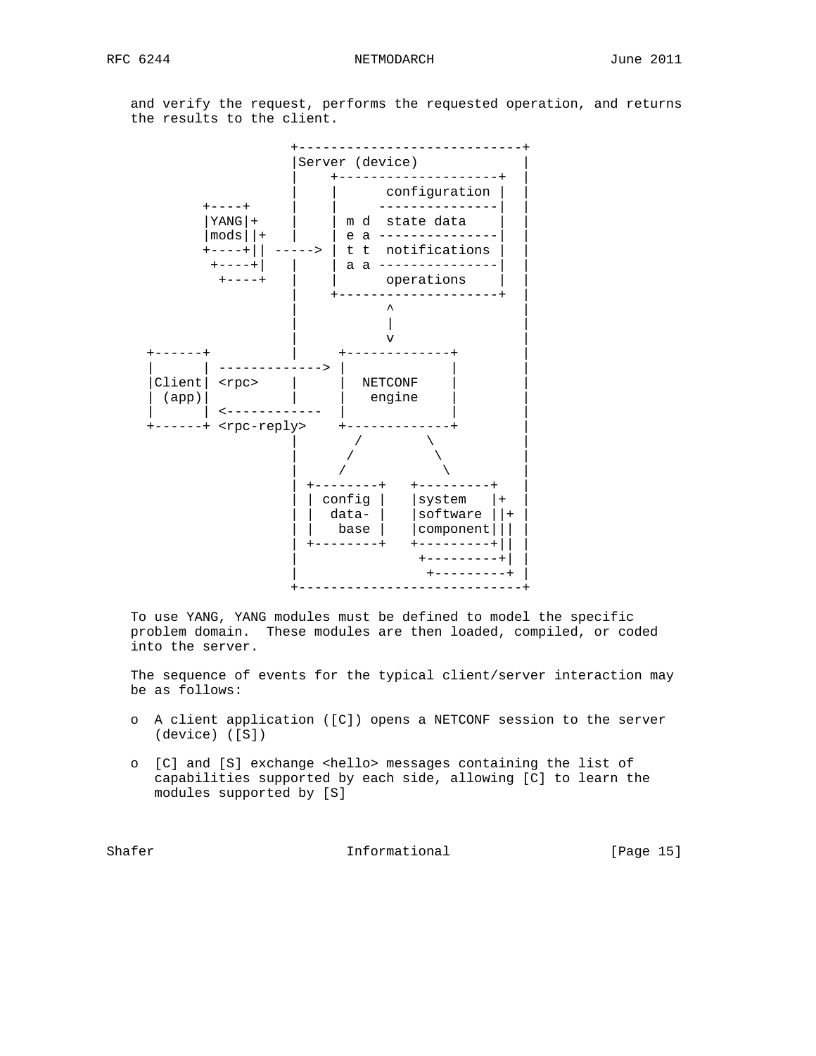and verify the request, performs the requested operation, and returns the results to the client.

```
                  +----------------------------+
                  |Server (device)             |
                  |    +--------------------+  |
                  |    |      configuration |  |
        +----+    |    |     ---------------|  |
        |YANG|+   |    | m d  state data    |  |
        |mods||+  |    | e a ---------------|  |
        +----+|| -----> | t t  notifications |  |
         +----+|  |    | a a ---------------|  |
          +----+  |    |      operations    |  |
                  |    +--------------------+  |
                  |           ^                |
                  |           |                |
                  |           v                |
 +------+         |     +-------------+        |
 |      | -------------> |             |        |
 |Client| <rpc>   |     |  NETCONF    |        |
 | (app)|         |     |   engine    |        |
 |      | <------------  |             |        |
 +------+ <rpc-reply>   +-------------+        |
                  |       /        \           |
                  |      /          \          |
                  |     /            \         |
                  | +--------+   +---------+   |
                  | | config |   |system   |+  |
                  | |  data- |   |software ||+ |
                  | |   base |   |component||| |
                  | +--------+   +---------+|| |
                  |               +---------+| |
                  |                +---------+ |
                  +----------------------------+
```

To use YANG, YANG modules must be defined to model the specific problem domain. These modules are then loaded, compiled, or coded into the server.

The sequence of events for the typical client/server interaction may be as follows:

- A client application ([C]) opens a NETCONF session to the server (device) ([S])
- [C] and [S] exchange <hello> messages containing the list of capabilities supported by each side, allowing [C] to learn the modules supported by [S]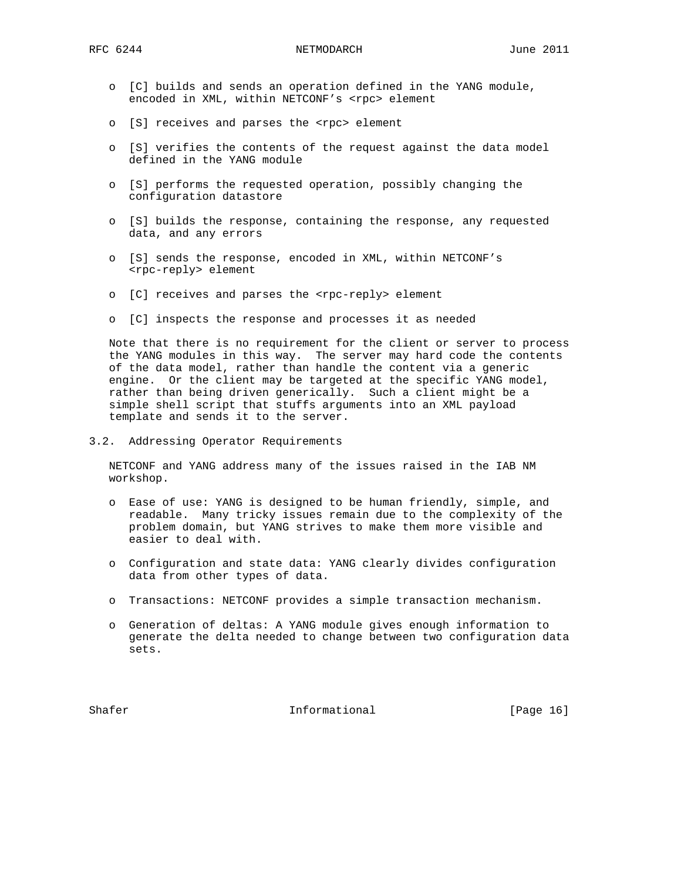- [C] builds and sends an operation defined in the YANG module, encoded in XML, within NETCONF's <rpc> element

- [S] receives and parses the <rpc> element

- [S] verifies the contents of the request against the data model defined in the YANG module

- [S] performs the requested operation, possibly changing the configuration datastore

- [S] builds the response, containing the response, any requested data, and any errors

- [S] sends the response, encoded in XML, within NETCONF's <rpc-reply> element

- [C] receives and parses the <rpc-reply> element

- [C] inspects the response and processes it as needed

Note that there is no requirement for the client or server to process the YANG modules in this way. The server may hard code the contents of the data model, rather than handle the content via a generic engine. Or the client may be targeted at the specific YANG model, rather than being driven generically. Such a client might be a simple shell script that stuffs arguments into an XML payload template and sends it to the server.

## 3.2. Addressing Operator Requirements

NETCONF and YANG address many of the issues raised in the IAB NM workshop.

- Ease of use: YANG is designed to be human friendly, simple, and readable. Many tricky issues remain due to the complexity of the problem domain, but YANG strives to make them more visible and easier to deal with.

- Configuration and state data: YANG clearly divides configuration data from other types of data.

- Transactions: NETCONF provides a simple transaction mechanism.

- Generation of deltas: A YANG module gives enough information to generate the delta needed to change between two configuration data sets.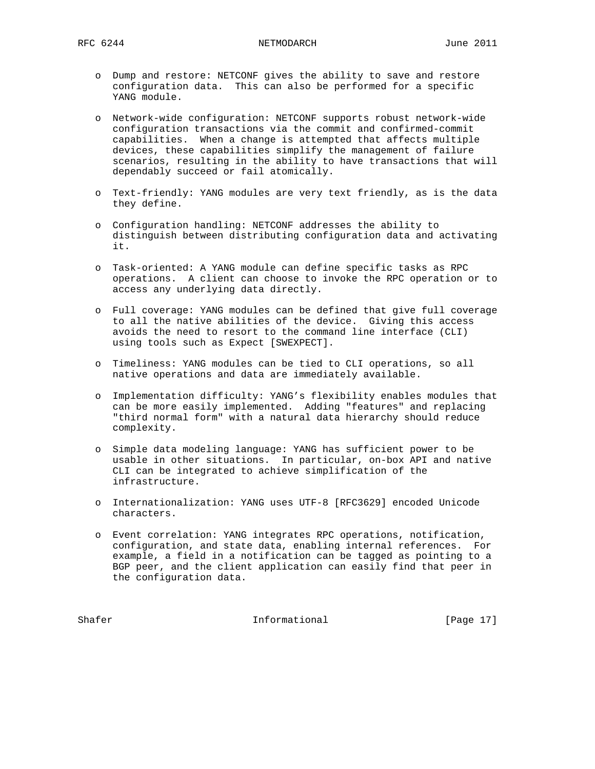- Dump and restore: NETCONF gives the ability to save and restore configuration data. This can also be performed for a specific YANG module.

- Network-wide configuration: NETCONF supports robust network-wide configuration transactions via the commit and confirmed-commit capabilities. When a change is attempted that affects multiple devices, these capabilities simplify the management of failure scenarios, resulting in the ability to have transactions that will dependably succeed or fail atomically.

- Text-friendly: YANG modules are very text friendly, as is the data they define.

- Configuration handling: NETCONF addresses the ability to distinguish between distributing configuration data and activating it.

- Task-oriented: A YANG module can define specific tasks as RPC operations. A client can choose to invoke the RPC operation or to access any underlying data directly.

- Full coverage: YANG modules can be defined that give full coverage to all the native abilities of the device. Giving this access avoids the need to resort to the command line interface (CLI) using tools such as Expect [SWEXPECT].

- Timeliness: YANG modules can be tied to CLI operations, so all native operations and data are immediately available.

- Implementation difficulty: YANG's flexibility enables modules that can be more easily implemented. Adding "features" and replacing "third normal form" with a natural data hierarchy should reduce complexity.

- Simple data modeling language: YANG has sufficient power to be usable in other situations. In particular, on-box API and native CLI can be integrated to achieve simplification of the infrastructure.

- Internationalization: YANG uses UTF-8 [RFC3629] encoded Unicode characters.

- Event correlation: YANG integrates RPC operations, notification, configuration, and state data, enabling internal references. For example, a field in a notification can be tagged as pointing to a BGP peer, and the client application can easily find that peer in the configuration data.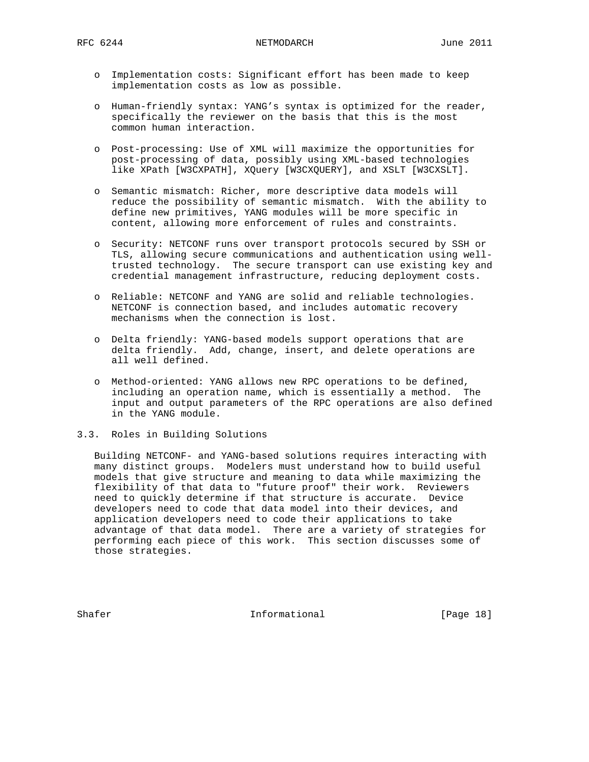- Implementation costs: Significant effort has been made to keep implementation costs as low as possible.

- Human-friendly syntax: YANG's syntax is optimized for the reader, specifically the reviewer on the basis that this is the most common human interaction.

- Post-processing: Use of XML will maximize the opportunities for post-processing of data, possibly using XML-based technologies like XPath [W3CXPATH], XQuery [W3CXQUERY], and XSLT [W3CXSLT].

- Semantic mismatch: Richer, more descriptive data models will reduce the possibility of semantic mismatch. With the ability to define new primitives, YANG modules will be more specific in content, allowing more enforcement of rules and constraints.

- Security: NETCONF runs over transport protocols secured by SSH or TLS, allowing secure communications and authentication using well-trusted technology. The secure transport can use existing key and credential management infrastructure, reducing deployment costs.

- Reliable: NETCONF and YANG are solid and reliable technologies. NETCONF is connection based, and includes automatic recovery mechanisms when the connection is lost.

- Delta friendly: YANG-based models support operations that are delta friendly. Add, change, insert, and delete operations are all well defined.

- Method-oriented: YANG allows new RPC operations to be defined, including an operation name, which is essentially a method. The input and output parameters of the RPC operations are also defined in the YANG module.

## 3.3. Roles in Building Solutions

Building NETCONF- and YANG-based solutions requires interacting with many distinct groups. Modelers must understand how to build useful models that give structure and meaning to data while maximizing the flexibility of that data to "future proof" their work. Reviewers need to quickly determine if that structure is accurate. Device developers need to code that data model into their devices, and application developers need to code their applications to take advantage of that data model. There are a variety of strategies for performing each piece of this work. This section discusses some of those strategies.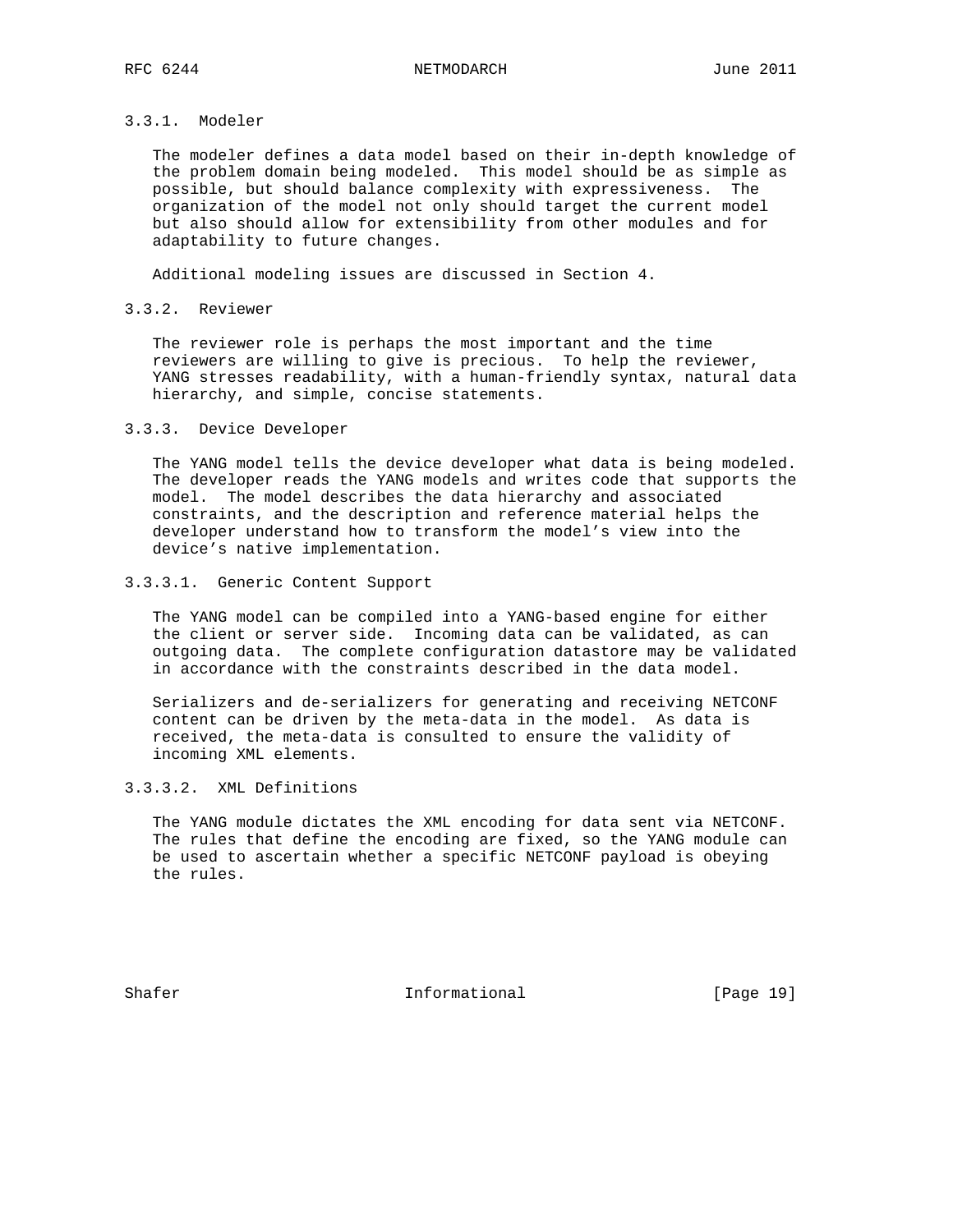### 3.3.1. Modeler

The modeler defines a data model based on their in-depth knowledge of the problem domain being modeled. This model should be as simple as possible, but should balance complexity with expressiveness. The organization of the model not only should target the current model but also should allow for extensibility from other modules and for adaptability to future changes.

Additional modeling issues are discussed in Section 4.

### 3.3.2. Reviewer

The reviewer role is perhaps the most important and the time reviewers are willing to give is precious. To help the reviewer, YANG stresses readability, with a human-friendly syntax, natural data hierarchy, and simple, concise statements.

### 3.3.3. Device Developer

The YANG model tells the device developer what data is being modeled. The developer reads the YANG models and writes code that supports the model. The model describes the data hierarchy and associated constraints, and the description and reference material helps the developer understand how to transform the model's view into the device's native implementation.

#### 3.3.3.1. Generic Content Support

The YANG model can be compiled into a YANG-based engine for either the client or server side. Incoming data can be validated, as can outgoing data. The complete configuration datastore may be validated in accordance with the constraints described in the data model.

Serializers and de-serializers for generating and receiving NETCONF content can be driven by the meta-data in the model. As data is received, the meta-data is consulted to ensure the validity of incoming XML elements.

#### 3.3.3.2. XML Definitions

The YANG module dictates the XML encoding for data sent via NETCONF. The rules that define the encoding are fixed, so the YANG module can be used to ascertain whether a specific NETCONF payload is obeying the rules.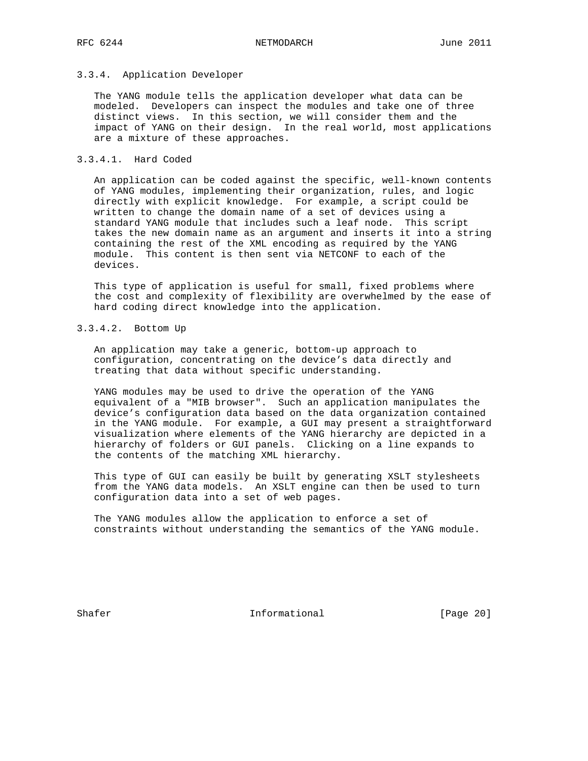#### 3.3.4. Application Developer

The YANG module tells the application developer what data can be modeled. Developers can inspect the modules and take one of three distinct views. In this section, we will consider them and the impact of YANG on their design. In the real world, most applications are a mixture of these approaches.

##### 3.3.4.1. Hard Coded

An application can be coded against the specific, well-known contents of YANG modules, implementing their organization, rules, and logic directly with explicit knowledge. For example, a script could be written to change the domain name of a set of devices using a standard YANG module that includes such a leaf node. This script takes the new domain name as an argument and inserts it into a string containing the rest of the XML encoding as required by the YANG module. This content is then sent via NETCONF to each of the devices.

This type of application is useful for small, fixed problems where the cost and complexity of flexibility are overwhelmed by the ease of hard coding direct knowledge into the application.

##### 3.3.4.2. Bottom Up

An application may take a generic, bottom-up approach to configuration, concentrating on the device's data directly and treating that data without specific understanding.

YANG modules may be used to drive the operation of the YANG equivalent of a "MIB browser". Such an application manipulates the device's configuration data based on the data organization contained in the YANG module. For example, a GUI may present a straightforward visualization where elements of the YANG hierarchy are depicted in a hierarchy of folders or GUI panels. Clicking on a line expands to the contents of the matching XML hierarchy.

This type of GUI can easily be built by generating XSLT stylesheets from the YANG data models. An XSLT engine can then be used to turn configuration data into a set of web pages.

The YANG modules allow the application to enforce a set of constraints without understanding the semantics of the YANG module.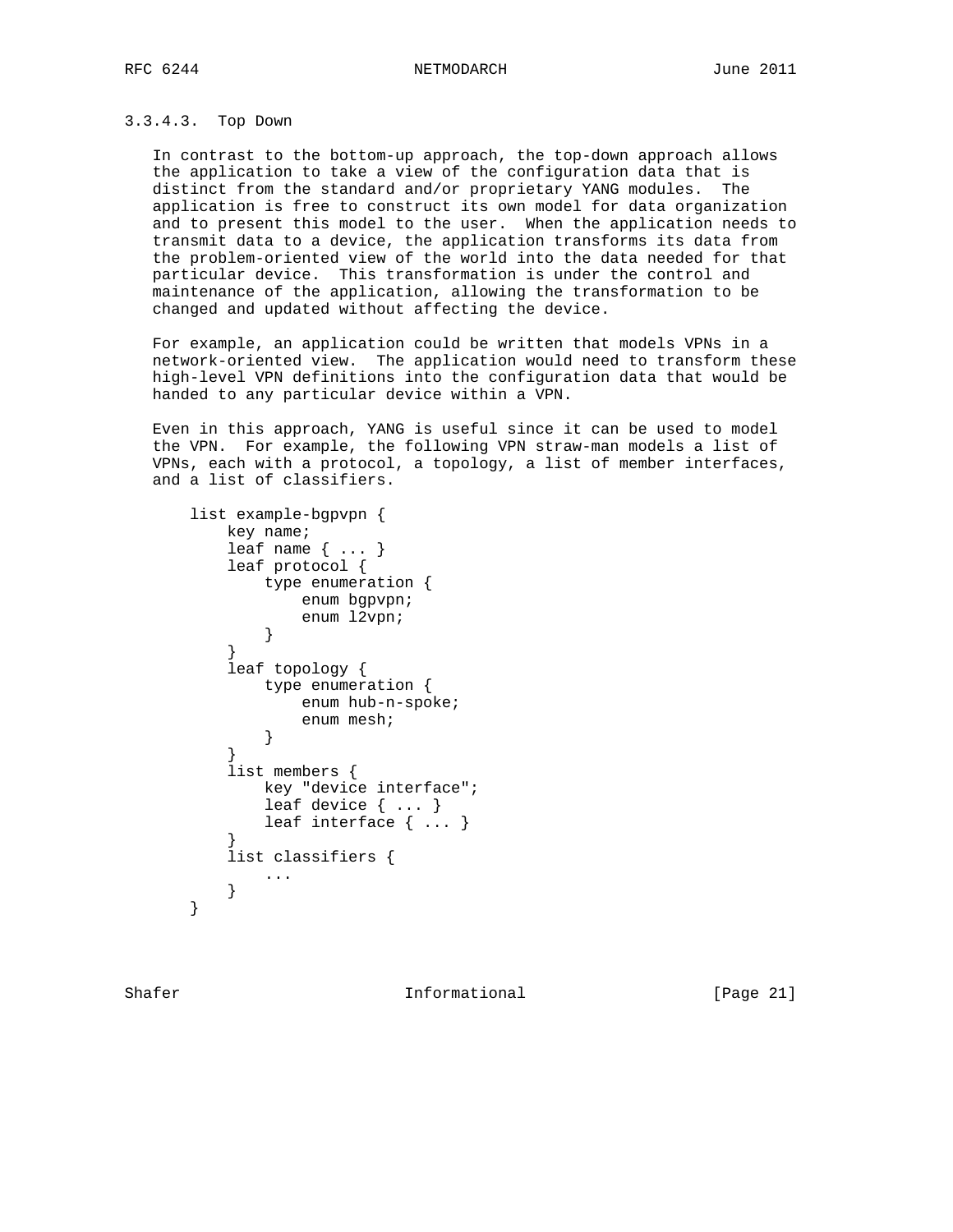#### 3.3.4.3. Top Down

In contrast to the bottom-up approach, the top-down approach allows the application to take a view of the configuration data that is distinct from the standard and/or proprietary YANG modules. The application is free to construct its own model for data organization and to present this model to the user. When the application needs to transmit data to a device, the application transforms its data from the problem-oriented view of the world into the data needed for that particular device. This transformation is under the control and maintenance of the application, allowing the transformation to be changed and updated without affecting the device.

For example, an application could be written that models VPNs in a network-oriented view. The application would need to transform these high-level VPN definitions into the configuration data that would be handed to any particular device within a VPN.

Even in this approach, YANG is useful since it can be used to model the VPN. For example, the following VPN straw-man models a list of VPNs, each with a protocol, a topology, a list of member interfaces, and a list of classifiers.

```
list example-bgpvpn {
    key name;
    leaf name { ... }
    leaf protocol {
        type enumeration {
            enum bgpvpn;
            enum l2vpn;
        }
    }
    leaf topology {
        type enumeration {
            enum hub-n-spoke;
            enum mesh;
        }
    }
    list members {
        key "device interface";
        leaf device { ... }
        leaf interface { ... }
    }
    list classifiers {
        ...
    }
}
```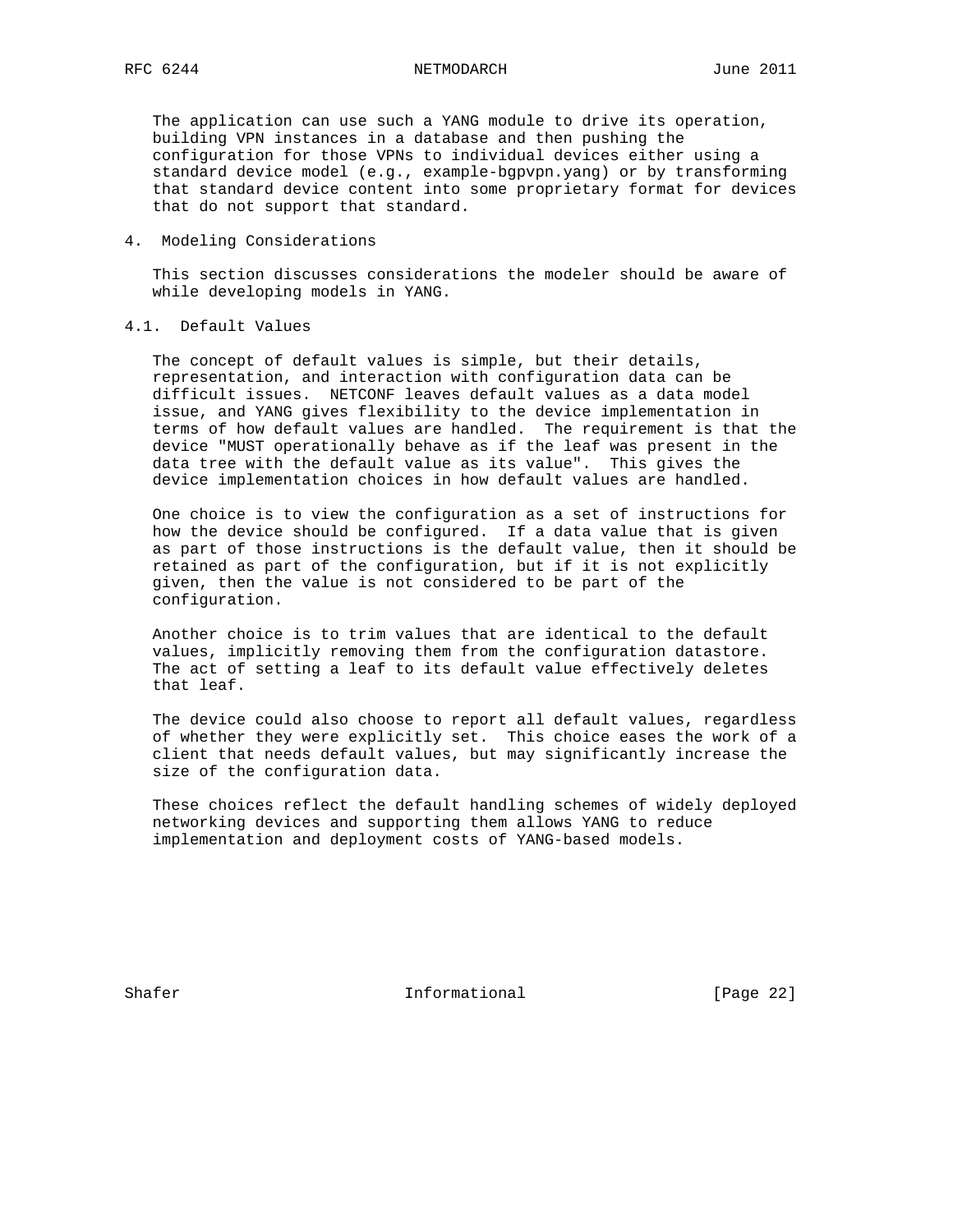The application can use such a YANG module to drive its operation, building VPN instances in a database and then pushing the configuration for those VPNs to individual devices either using a standard device model (e.g., example-bgpvpn.yang) or by transforming that standard device content into some proprietary format for devices that do not support that standard.

# 4. Modeling Considerations

This section discusses considerations the modeler should be aware of while developing models in YANG.

## 4.1. Default Values

The concept of default values is simple, but their details, representation, and interaction with configuration data can be difficult issues. NETCONF leaves default values as a data model issue, and YANG gives flexibility to the device implementation in terms of how default values are handled. The requirement is that the device "MUST operationally behave as if the leaf was present in the data tree with the default value as its value". This gives the device implementation choices in how default values are handled.

One choice is to view the configuration as a set of instructions for how the device should be configured. If a data value that is given as part of those instructions is the default value, then it should be retained as part of the configuration, but if it is not explicitly given, then the value is not considered to be part of the configuration.

Another choice is to trim values that are identical to the default values, implicitly removing them from the configuration datastore. The act of setting a leaf to its default value effectively deletes that leaf.

The device could also choose to report all default values, regardless of whether they were explicitly set. This choice eases the work of a client that needs default values, but may significantly increase the size of the configuration data.

These choices reflect the default handling schemes of widely deployed networking devices and supporting them allows YANG to reduce implementation and deployment costs of YANG-based models.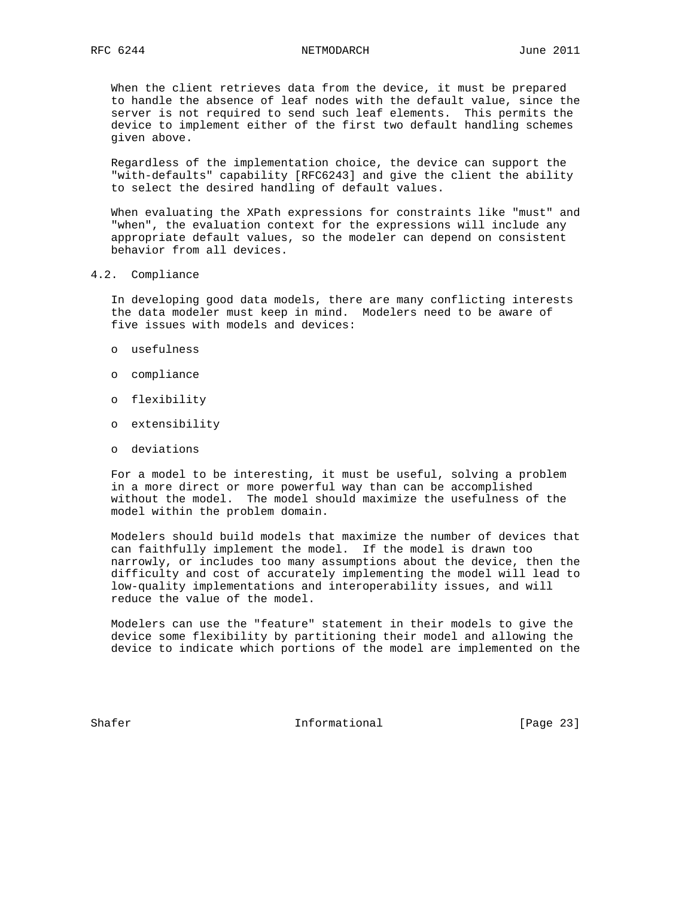When the client retrieves data from the device, it must be prepared to handle the absence of leaf nodes with the default value, since the server is not required to send such leaf elements. This permits the device to implement either of the first two default handling schemes given above.

Regardless of the implementation choice, the device can support the "with-defaults" capability [RFC6243] and give the client the ability to select the desired handling of default values.

When evaluating the XPath expressions for constraints like "must" and "when", the evaluation context for the expressions will include any appropriate default values, so the modeler can depend on consistent behavior from all devices.

## 4.2. Compliance

In developing good data models, there are many conflicting interests the data modeler must keep in mind. Modelers need to be aware of five issues with models and devices:

- usefulness
- compliance
- flexibility
- extensibility
- deviations

For a model to be interesting, it must be useful, solving a problem in a more direct or more powerful way than can be accomplished without the model. The model should maximize the usefulness of the model within the problem domain.

Modelers should build models that maximize the number of devices that can faithfully implement the model. If the model is drawn too narrowly, or includes too many assumptions about the device, then the difficulty and cost of accurately implementing the model will lead to low-quality implementations and interoperability issues, and will reduce the value of the model.

Modelers can use the "feature" statement in their models to give the device some flexibility by partitioning their model and allowing the device to indicate which portions of the model are implemented on the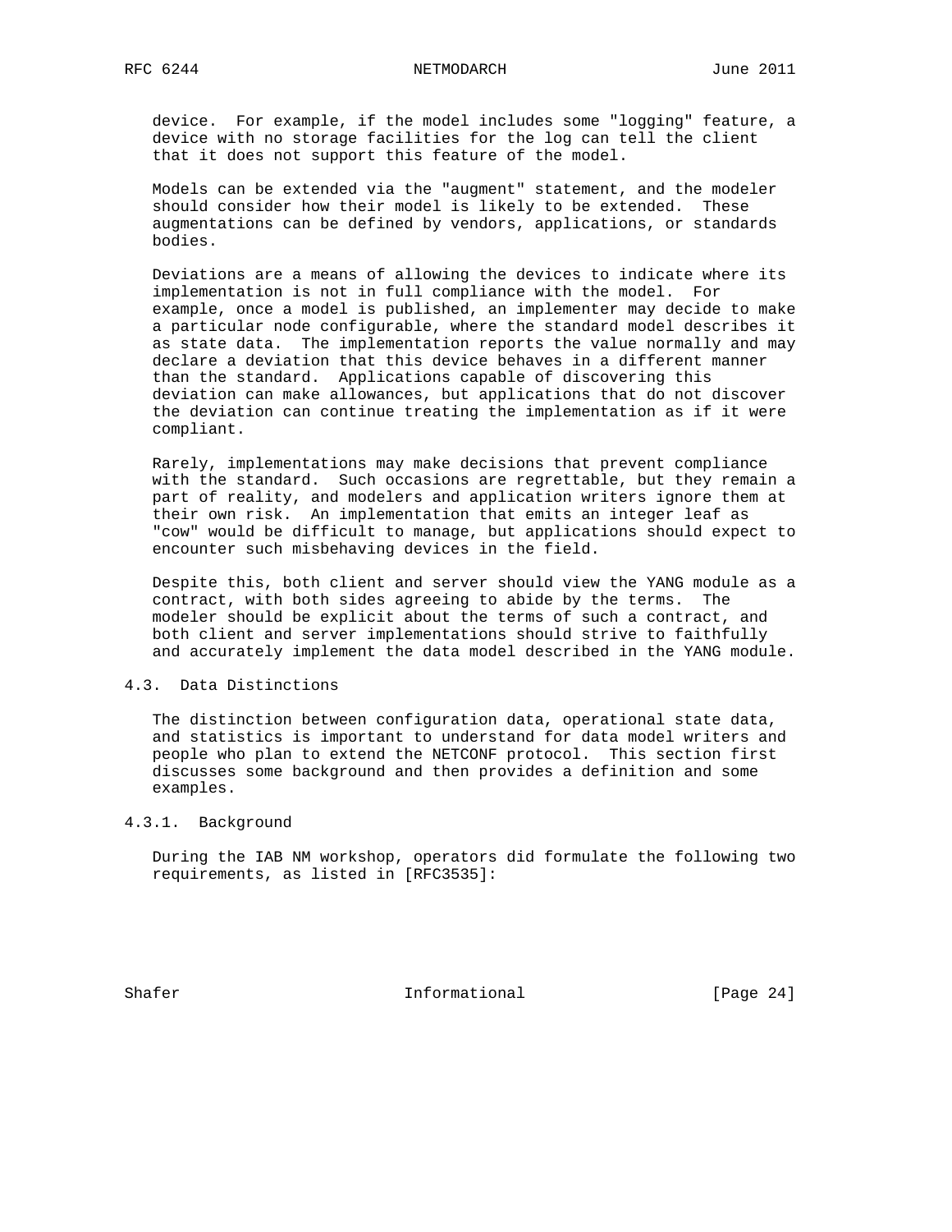device. For example, if the model includes some "logging" feature, a device with no storage facilities for the log can tell the client that it does not support this feature of the model.

Models can be extended via the "augment" statement, and the modeler should consider how their model is likely to be extended. These augmentations can be defined by vendors, applications, or standards bodies.

Deviations are a means of allowing the devices to indicate where its implementation is not in full compliance with the model. For example, once a model is published, an implementer may decide to make a particular node configurable, where the standard model describes it as state data. The implementation reports the value normally and may declare a deviation that this device behaves in a different manner than the standard. Applications capable of discovering this deviation can make allowances, but applications that do not discover the deviation can continue treating the implementation as if it were compliant.

Rarely, implementations may make decisions that prevent compliance with the standard. Such occasions are regrettable, but they remain a part of reality, and modelers and application writers ignore them at their own risk. An implementation that emits an integer leaf as "cow" would be difficult to manage, but applications should expect to encounter such misbehaving devices in the field.

Despite this, both client and server should view the YANG module as a contract, with both sides agreeing to abide by the terms. The modeler should be explicit about the terms of such a contract, and both client and server implementations should strive to faithfully and accurately implement the data model described in the YANG module.

### 4.3. Data Distinctions

The distinction between configuration data, operational state data, and statistics is important to understand for data model writers and people who plan to extend the NETCONF protocol. This section first discusses some background and then provides a definition and some examples.

#### 4.3.1. Background

During the IAB NM workshop, operators did formulate the following two requirements, as listed in [RFC3535]: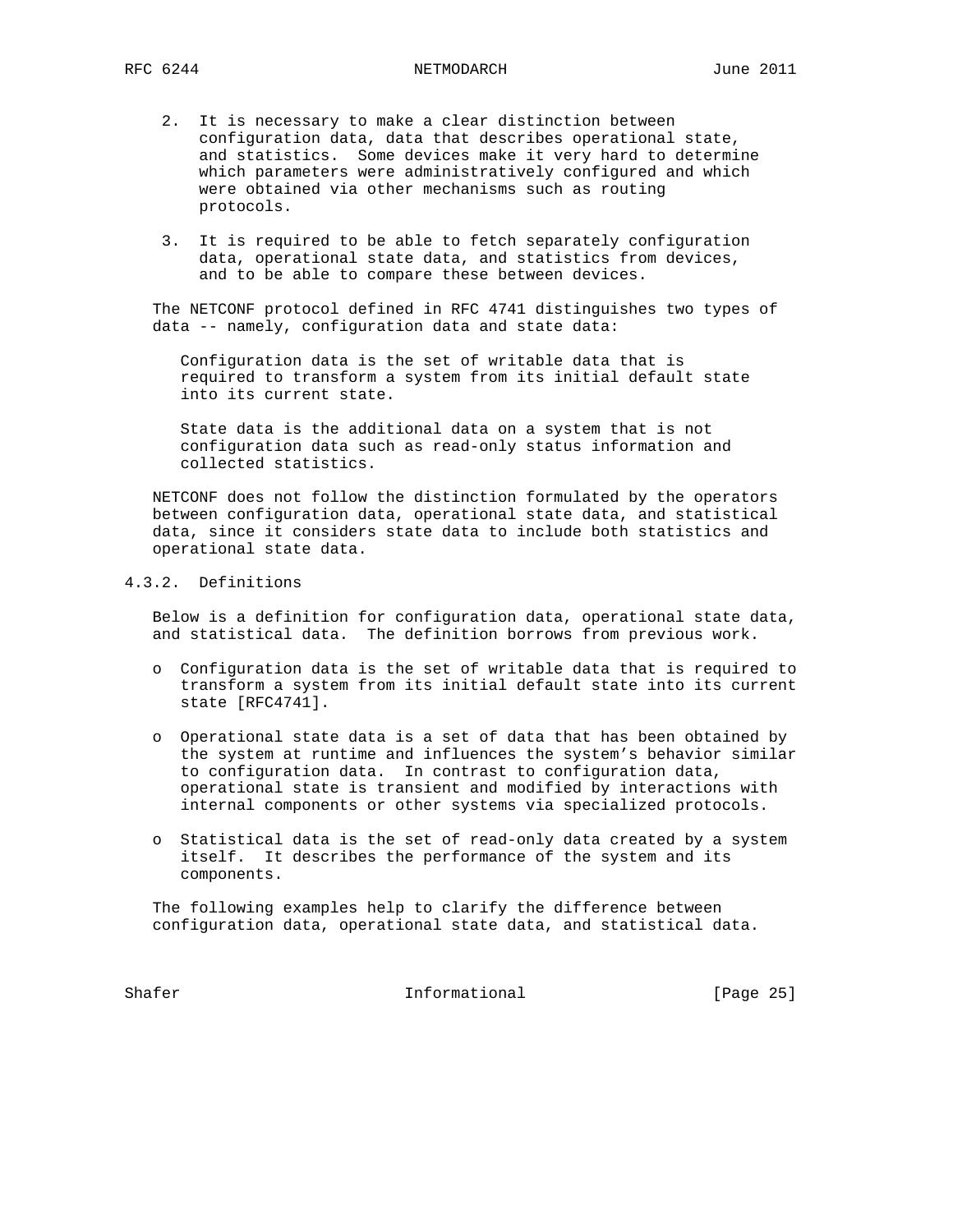2. It is necessary to make a clear distinction between configuration data, data that describes operational state, and statistics. Some devices make it very hard to determine which parameters were administratively configured and which were obtained via other mechanisms such as routing protocols.

3. It is required to be able to fetch separately configuration data, operational state data, and statistics from devices, and to be able to compare these between devices.

The NETCONF protocol defined in RFC 4741 distinguishes two types of data -- namely, configuration data and state data:

> Configuration data is the set of writable data that is required to transform a system from its initial default state into its current state.
>
> State data is the additional data on a system that is not configuration data such as read-only status information and collected statistics.

NETCONF does not follow the distinction formulated by the operators between configuration data, operational state data, and statistical data, since it considers state data to include both statistics and operational state data.

### 4.3.2. Definitions

Below is a definition for configuration data, operational state data, and statistical data. The definition borrows from previous work.

- Configuration data is the set of writable data that is required to transform a system from its initial default state into its current state [RFC4741].

- Operational state data is a set of data that has been obtained by the system at runtime and influences the system's behavior similar to configuration data. In contrast to configuration data, operational state is transient and modified by interactions with internal components or other systems via specialized protocols.

- Statistical data is the set of read-only data created by a system itself. It describes the performance of the system and its components.

The following examples help to clarify the difference between configuration data, operational state data, and statistical data.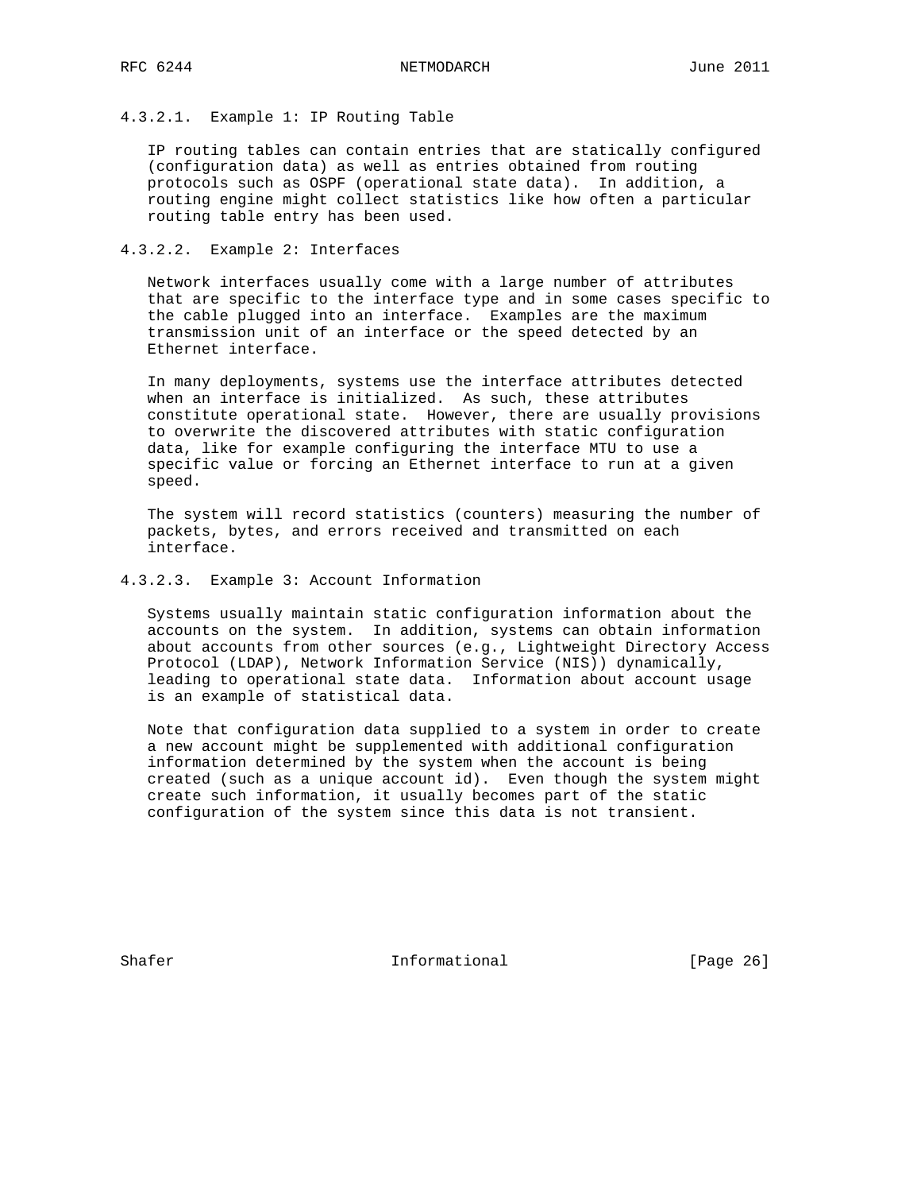#### 4.3.2.1. Example 1: IP Routing Table

IP routing tables can contain entries that are statically configured (configuration data) as well as entries obtained from routing protocols such as OSPF (operational state data). In addition, a routing engine might collect statistics like how often a particular routing table entry has been used.

#### 4.3.2.2. Example 2: Interfaces

Network interfaces usually come with a large number of attributes that are specific to the interface type and in some cases specific to the cable plugged into an interface. Examples are the maximum transmission unit of an interface or the speed detected by an Ethernet interface.

In many deployments, systems use the interface attributes detected when an interface is initialized. As such, these attributes constitute operational state. However, there are usually provisions to overwrite the discovered attributes with static configuration data, like for example configuring the interface MTU to use a specific value or forcing an Ethernet interface to run at a given speed.

The system will record statistics (counters) measuring the number of packets, bytes, and errors received and transmitted on each interface.

#### 4.3.2.3. Example 3: Account Information

Systems usually maintain static configuration information about the accounts on the system. In addition, systems can obtain information about accounts from other sources (e.g., Lightweight Directory Access Protocol (LDAP), Network Information Service (NIS)) dynamically, leading to operational state data. Information about account usage is an example of statistical data.

Note that configuration data supplied to a system in order to create a new account might be supplemented with additional configuration information determined by the system when the account is being created (such as a unique account id). Even though the system might create such information, it usually becomes part of the static configuration of the system since this data is not transient.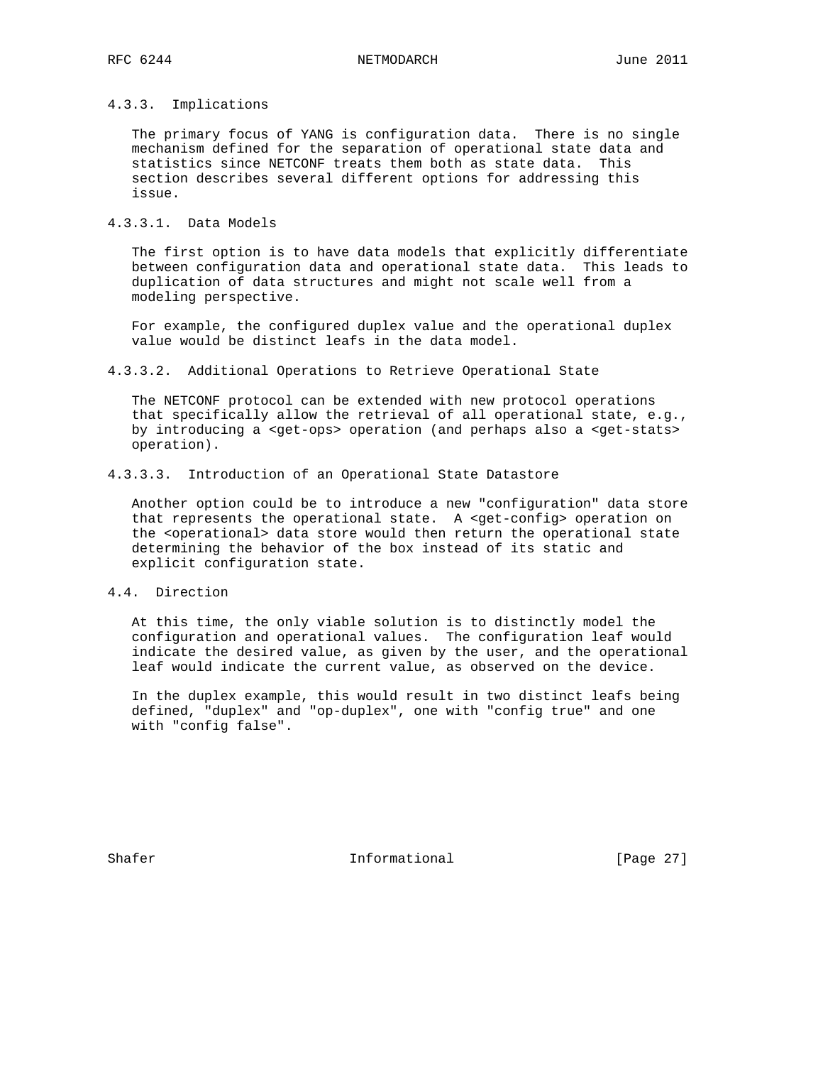### 4.3.3. Implications

The primary focus of YANG is configuration data. There is no single mechanism defined for the separation of operational state data and statistics since NETCONF treats them both as state data. This section describes several different options for addressing this issue.

#### 4.3.3.1. Data Models

The first option is to have data models that explicitly differentiate between configuration data and operational state data. This leads to duplication of data structures and might not scale well from a modeling perspective.

For example, the configured duplex value and the operational duplex value would be distinct leafs in the data model.

#### 4.3.3.2. Additional Operations to Retrieve Operational State

The NETCONF protocol can be extended with new protocol operations that specifically allow the retrieval of all operational state, e.g., by introducing a <get-ops> operation (and perhaps also a <get-stats> operation).

#### 4.3.3.3. Introduction of an Operational State Datastore

Another option could be to introduce a new "configuration" data store that represents the operational state. A <get-config> operation on the <operational> data store would then return the operational state determining the behavior of the box instead of its static and explicit configuration state.

## 4.4. Direction

At this time, the only viable solution is to distinctly model the configuration and operational values. The configuration leaf would indicate the desired value, as given by the user, and the operational leaf would indicate the current value, as observed on the device.

In the duplex example, this would result in two distinct leafs being defined, "duplex" and "op-duplex", one with "config true" and one with "config false".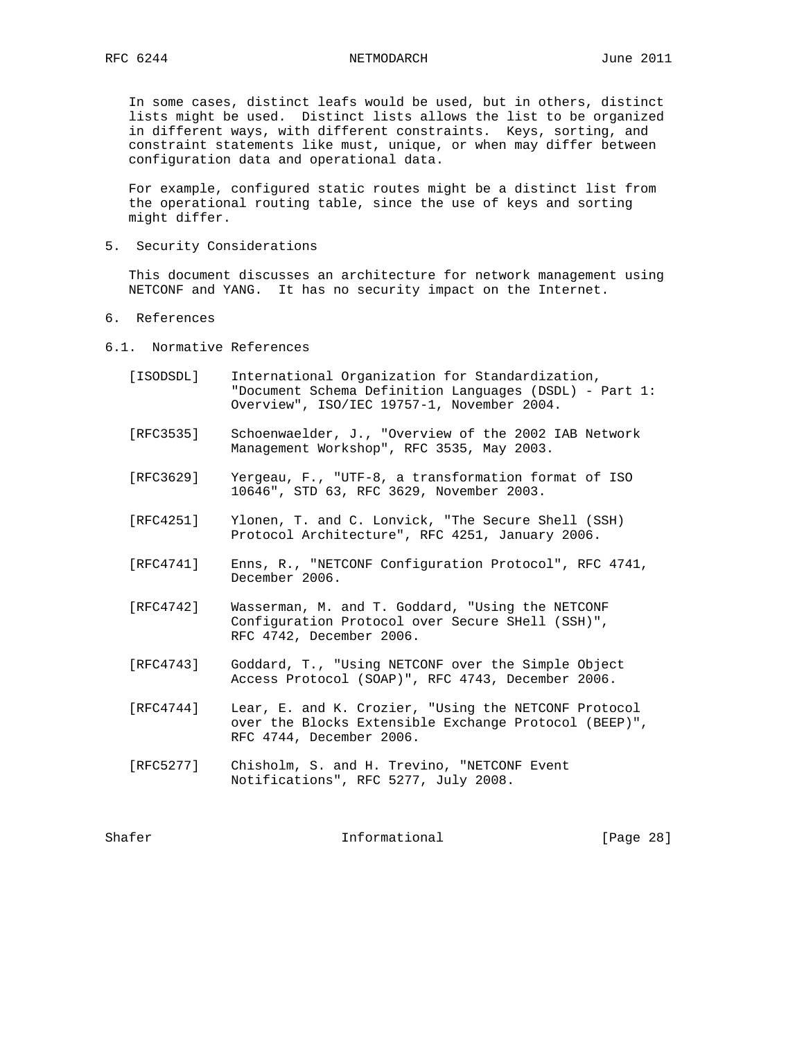In some cases, distinct leafs would be used, but in others, distinct lists might be used. Distinct lists allows the list to be organized in different ways, with different constraints. Keys, sorting, and constraint statements like must, unique, or when may differ between configuration data and operational data.

For example, configured static routes might be a distinct list from the operational routing table, since the use of keys and sorting might differ.

## 5. Security Considerations

This document discusses an architecture for network management using NETCONF and YANG. It has no security impact on the Internet.

## 6. References

### 6.1. Normative References

[ISODSDL] International Organization for Standardization, "Document Schema Definition Languages (DSDL) - Part 1: Overview", ISO/IEC 19757-1, November 2004.

[RFC3535] Schoenwaelder, J., "Overview of the 2002 IAB Network Management Workshop", RFC 3535, May 2003.

[RFC3629] Yergeau, F., "UTF-8, a transformation format of ISO 10646", STD 63, RFC 3629, November 2003.

[RFC4251] Ylonen, T. and C. Lonvick, "The Secure Shell (SSH) Protocol Architecture", RFC 4251, January 2006.

[RFC4741] Enns, R., "NETCONF Configuration Protocol", RFC 4741, December 2006.

[RFC4742] Wasserman, M. and T. Goddard, "Using the NETCONF Configuration Protocol over Secure SHell (SSH)", RFC 4742, December 2006.

[RFC4743] Goddard, T., "Using NETCONF over the Simple Object Access Protocol (SOAP)", RFC 4743, December 2006.

[RFC4744] Lear, E. and K. Crozier, "Using the NETCONF Protocol over the Blocks Extensible Exchange Protocol (BEEP)", RFC 4744, December 2006.

[RFC5277] Chisholm, S. and H. Trevino, "NETCONF Event Notifications", RFC 5277, July 2008.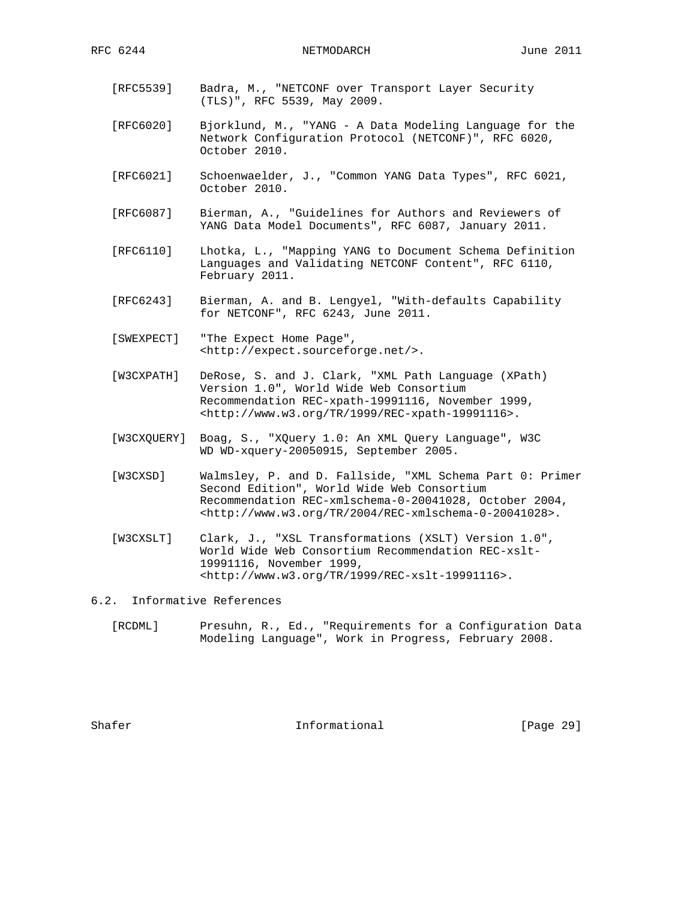[RFC5539] Badra, M., "NETCONF over Transport Layer Security (TLS)", RFC 5539, May 2009.

[RFC6020] Bjorklund, M., "YANG - A Data Modeling Language for the Network Configuration Protocol (NETCONF)", RFC 6020, October 2010.

[RFC6021] Schoenwaelder, J., "Common YANG Data Types", RFC 6021, October 2010.

[RFC6087] Bierman, A., "Guidelines for Authors and Reviewers of YANG Data Model Documents", RFC 6087, January 2011.

[RFC6110] Lhotka, L., "Mapping YANG to Document Schema Definition Languages and Validating NETCONF Content", RFC 6110, February 2011.

[RFC6243] Bierman, A. and B. Lengyel, "With-defaults Capability for NETCONF", RFC 6243, June 2011.

[SWEXPECT] "The Expect Home Page", <http://expect.sourceforge.net/>.

[W3CXPATH] DeRose, S. and J. Clark, "XML Path Language (XPath) Version 1.0", World Wide Web Consortium Recommendation REC-xpath-19991116, November 1999, <http://www.w3.org/TR/1999/REC-xpath-19991116>.

[W3CXQUERY] Boag, S., "XQuery 1.0: An XML Query Language", W3C WD WD-xquery-20050915, September 2005.

[W3CXSD] Walmsley, P. and D. Fallside, "XML Schema Part 0: Primer Second Edition", World Wide Web Consortium Recommendation REC-xmlschema-0-20041028, October 2004, <http://www.w3.org/TR/2004/REC-xmlschema-0-20041028>.

[W3CXSLT] Clark, J., "XSL Transformations (XSLT) Version 1.0", World Wide Web Consortium Recommendation REC-xslt-19991116, November 1999, <http://www.w3.org/TR/1999/REC-xslt-19991116>.

## 6.2. Informative References

[RCDML] Presuhn, R., Ed., "Requirements for a Configuration Data Modeling Language", Work in Progress, February 2008.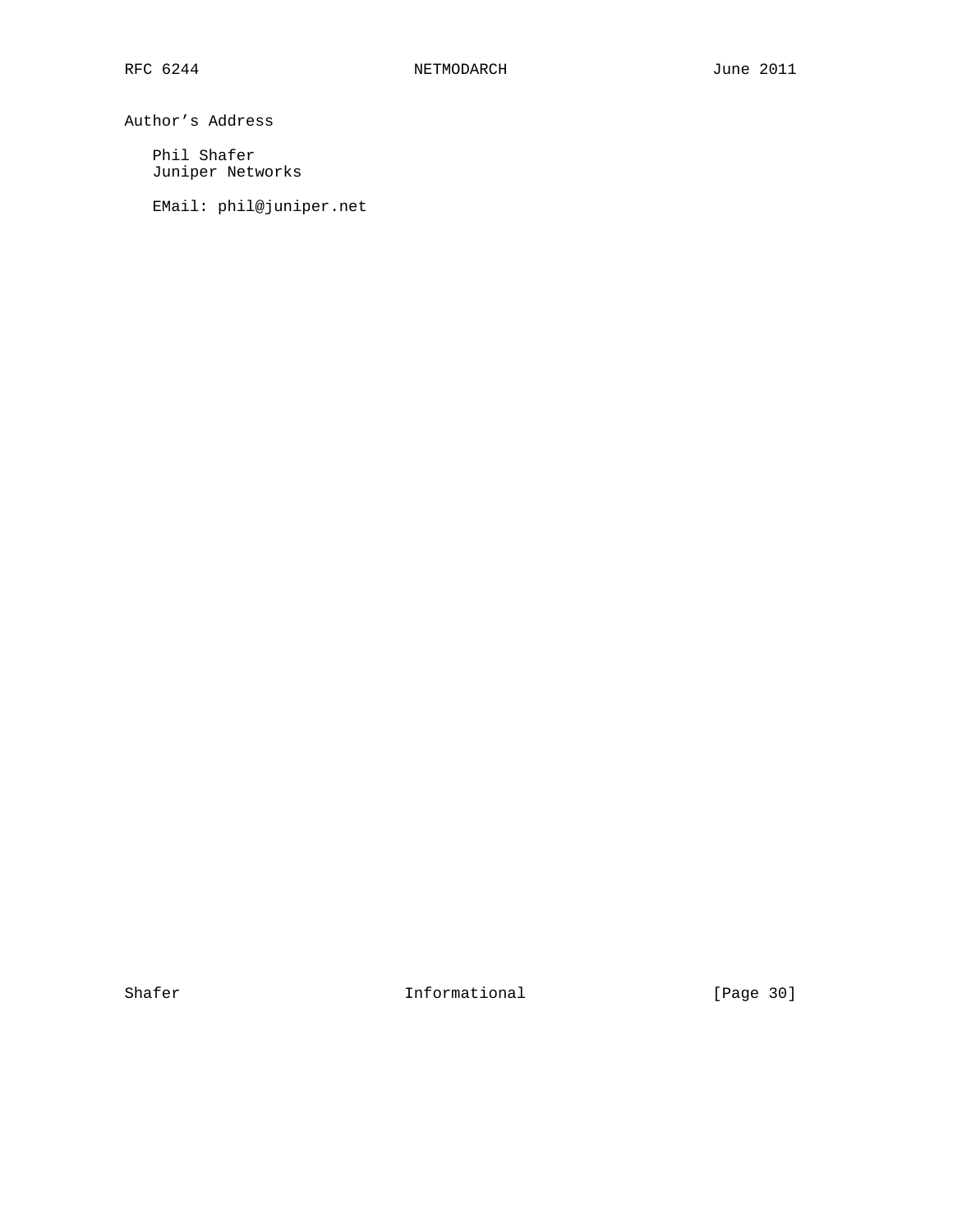## Author's Address

Phil Shafer
Juniper Networks

EMail: phil@juniper.net